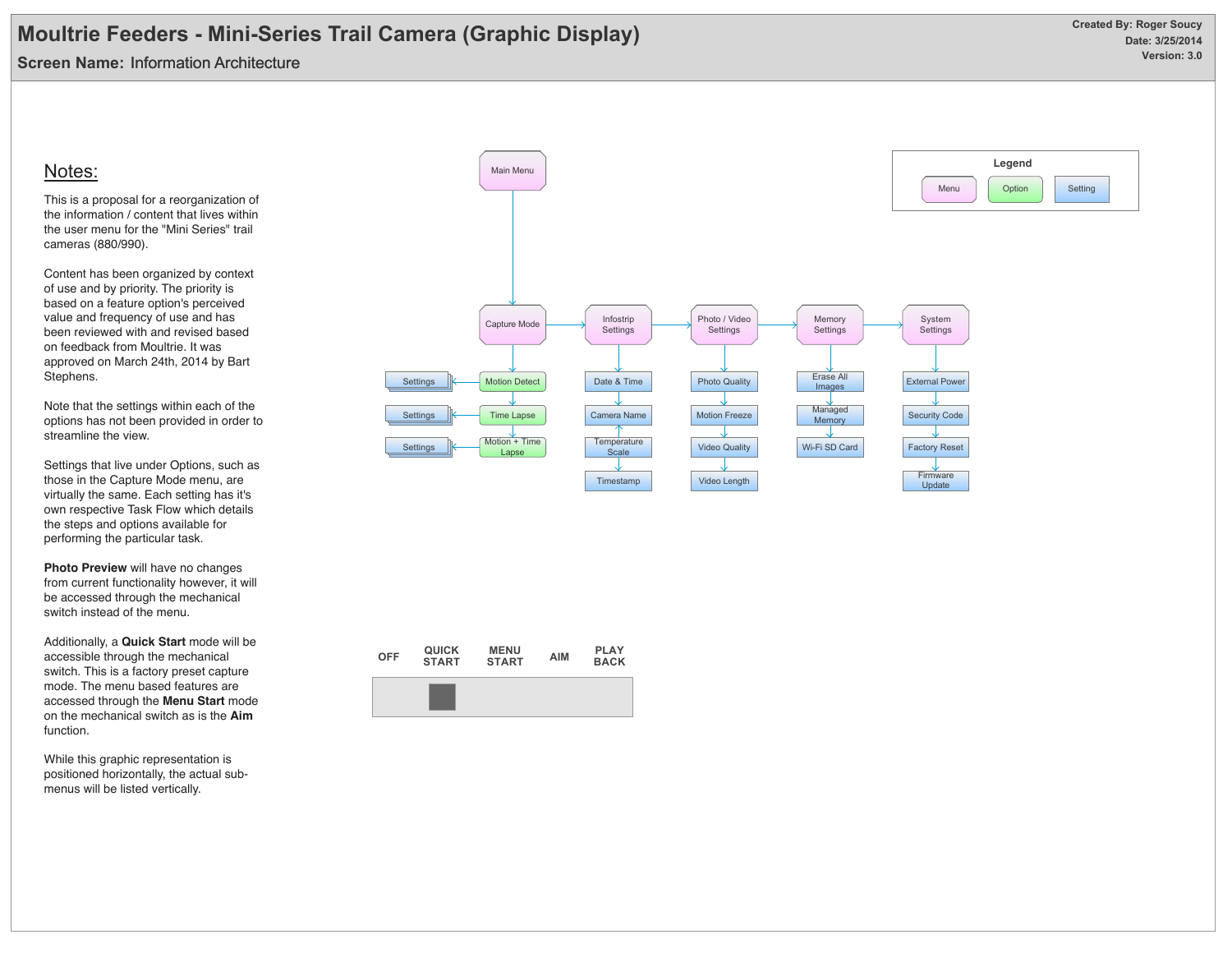# Moultrie Feeders - Mini-Series Trail Camera (Graphic Display)

**Screen Name:** Information Architecture

**Created By: Roger Soucy**
**Date: 3/25/2014**
**Version: 3.0**

## Notes:

This is a proposal for a reorganization of the information / content that lives within the user menu for the "Mini Series" trail cameras (880/990).

Content has been organized by context of use and by priority. The priority is based on a feature option's perceived value and frequency of use and has been reviewed with and revised based on feedback from Moultrie. It was approved on March 24th, 2014 by Bart Stephens.

Note that the settings within each of the options has not been provided in order to streamline the view.

Settings that live under Options, such as those in the Capture Mode menu, are virtually the same. Each setting has it's own respective Task Flow which details the steps and options available for performing the particular task.

**Photo Preview** will have no changes from current functionality however, it will be accessed through the mechanical switch instead of the menu.

Additionally, a **Quick Start** mode will be accessible through the mechanical switch. This is a factory preset capture mode. The menu based features are accessed through the **Menu Start** mode on the mechanical switch as is the **Aim** function.

While this graphic representation is positioned horizontally, the actual sub-menus will be listed vertically.

**Legend:** Menu | Option | Setting

- Main Menu
  - Capture Mode
    - Motion Detect → Settings
    - Time Lapse → Settings
    - Motion + Time Lapse → Settings
  - Infostrip Settings
    - Date & Time
    - Camera Name
    - Temperature Scale
    - Timestamp
  - Photo / Video Settings
    - Photo Quality
    - Motion Freeze
    - Video Quality
    - Video Length
  - Memory Settings
    - Erase All Images
    - Managed Memory
    - Wi-Fi SD Card
  - System Settings
    - External Power
    - Security Code
    - Factory Reset
    - Firmware Update

Mechanical switch: OFF | QUICK START | MENU START | AIM | PLAY BACK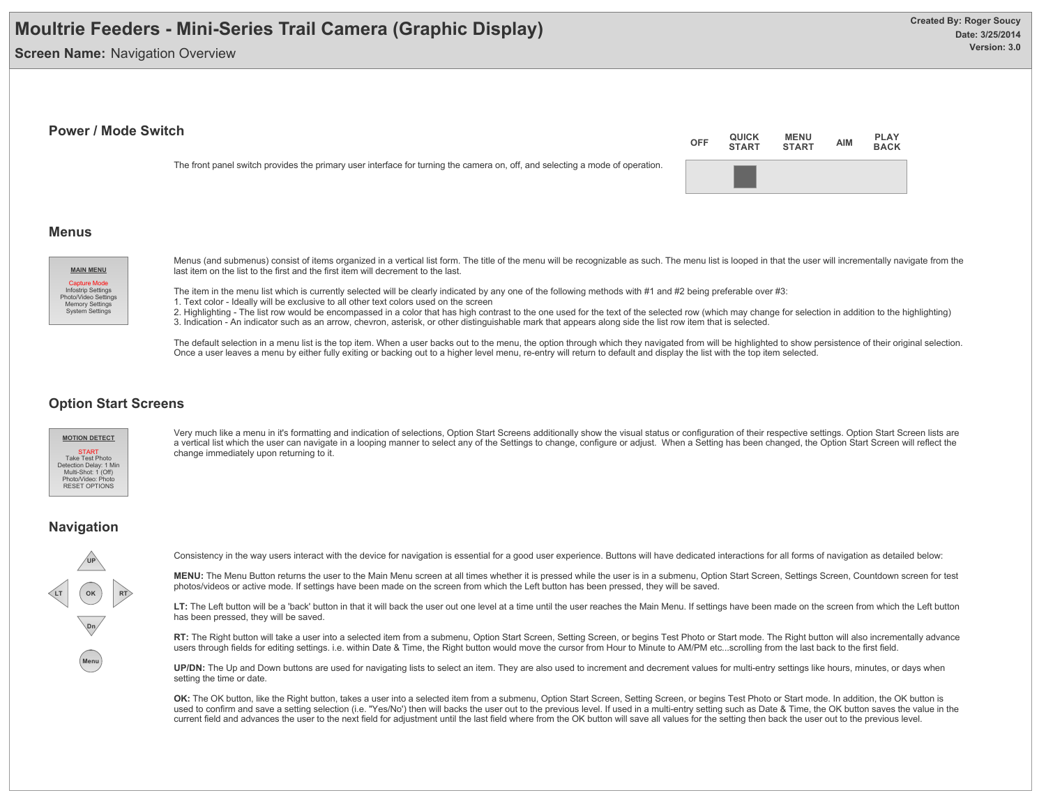# Moultrie Feeders - Mini-Series Trail Camera (Graphic Display)

**Screen Name:** Navigation Overview

**Created By:** Roger Soucy
**Date:** 3/25/2014
**Version:** 3.0

## Power / Mode Switch

| OFF | QUICK START | MENU START | AIM | PLAY BACK |
|---|---|---|---|---|

The front panel switch provides the primary user interface for turning the camera on, off, and selecting a mode of operation.

## Menus

**MAIN MENU**

Capture Mode
Infostrip Settings
Photo/Video Settings
Memory Settings
System Settings

Menus (and submenus) consist of items organized in a vertical list form. The title of the menu will be recognizable as such. The menu list is looped in that the user will incrementally navigate from the last item on the list to the first and the first item will decrement to the last.

The item in the menu list which is currently selected will be clearly indicated by any one of the following methods with #1 and #2 being preferable over #3:
1. Text color - Ideally will be exclusive to all other text colors used on the screen
2. Highlighting - The list row would be encompassed in a color that has high contrast to the one used for the text of the selected row (which may change for selection in addition to the highlighting)
3. Indication - An indicator such as an arrow, chevron, asterisk, or other distinguishable mark that appears along side the list row item that is selected.

The default selection in a menu list is the top item. When a user backs out to the menu, the option through which they navigated from will be highlighted to show persistence of their original selection. Once a user leaves a menu by either fully exiting or backing out to a higher level menu, re-entry will return to default and display the list with the top item selected.

## Option Start Screens

**MOTION DETECT**

START
Take Test Photo
Detection Delay: 1 Min
Multi-Shot: 1 (Off)
Photo/Video: Photo
RESET OPTIONS

Very much like a menu in it's formatting and indication of selections, Option Start Screens additionally show the visual status or configuration of their respective settings. Option Start Screen lists are a vertical list which the user can navigate in a looping manner to select any of the Settings to change, configure or adjust. When a Setting has been changed, the Option Start Screen will reflect the change immediately upon returning to it.

## Navigation

UP, LT, OK, RT, Dn, Menu

Consistency in the way users interact with the device for navigation is essential for a good user experience. Buttons will have dedicated interactions for all forms of navigation as detailed below:

**MENU:** The Menu Button returns the user to the Main Menu screen at all times whether it is pressed while the user is in a submenu, Option Start Screen, Settings Screen, Countdown screen for test photos/videos or active mode. If settings have been made on the screen from which the Left button has been pressed, they will be saved.

**LT:** The Left button will be a 'back' button in that it will back the user out one level at a time until the user reaches the Main Menu. If settings have been made on the screen from which the Left button has been pressed, they will be saved.

**RT:** The Right button will take a user into a selected item from a submenu, Option Start Screen, Setting Screen, or begins Test Photo or Start mode. The Right button will also incrementally advance users through fields for editing settings. i.e. within Date & Time, the Right button would move the cursor from Hour to Minute to AM/PM etc...scrolling from the last back to the first field.

**UP/DN:** The Up and Down buttons are used for navigating lists to select an item. They are also used to increment and decrement values for multi-entry settings like hours, minutes, or days when setting the time or date.

**OK:** The OK button, like the Right button, takes a user into a selected item from a submenu, Option Start Screen, Setting Screen, or begins Test Photo or Start mode. In addition, the OK button is used to confirm and save a setting selection (i.e. "Yes/No') then will backs the user out to the previous level. If used in a multi-entry setting such as Date & Time, the OK button saves the value in the current field and advances the user to the next field for adjustment until the last field where from the OK button will save all values for the setting then back the user out to the previous level.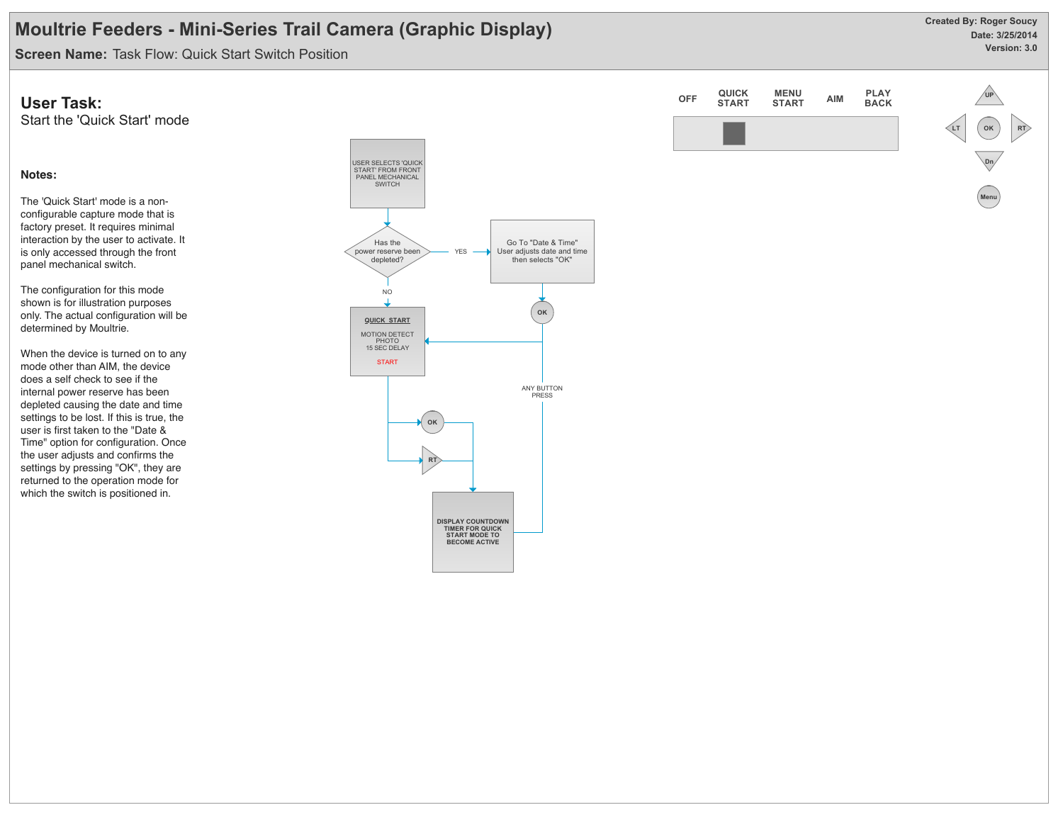# Moultrie Feeders - Mini-Series Trail Camera (Graphic Display)

**Screen Name:** Task Flow: Quick Start Switch Position

**Created By: Roger Soucy**
**Date: 3/25/2014**
**Version: 3.0**

## User Task:

Start the 'Quick Start' mode

### Notes:

The 'Quick Start' mode is a non-configurable capture mode that is factory preset. It requires minimal interaction by the user to activate. It is only accessed through the front panel mechanical switch.

The configuration for this mode shown is for illustration purposes only. The actual configuration will be determined by Moultrie.

When the device is turned on to any mode other than AIM, the device does a self check to see if the internal power reserve has been depleted causing the date and time settings to be lost. If this is true, the user is first taken to the "Date & Time" option for configuration. Once the user adjusts and confirms the settings by pressing "OK", they are returned to the operation mode for which the switch is positioned in.

OFF | QUICK START | MENU START | AIM | PLAY BACK

UP | LT | OK | RT | Dn | Menu

USER SELECTS 'QUICK START' FROM FRONT PANEL MECHANICAL SWITCH

Has the power reserve been depleted?

YES → Go To "Date & Time" User adjusts date and time then selects "OK" → OK

NO →

**QUICK START**

MOTION DETECT
PHOTO
15 SEC DELAY

START

OK

RT

ANY BUTTON PRESS

DISPLAY COUNTDOWN TIMER FOR QUICK START MODE TO BECOME ACTIVE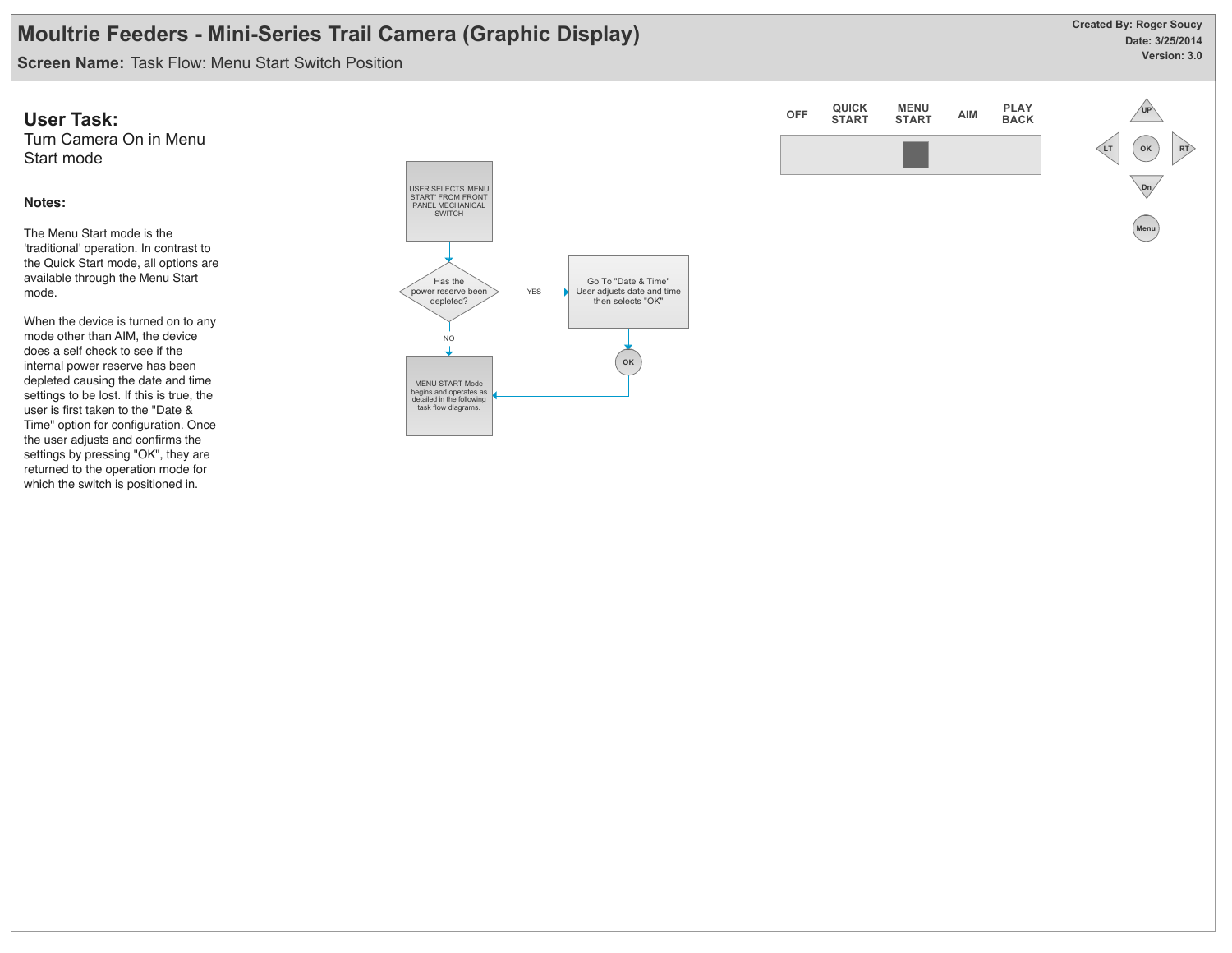# Moultrie Feeders - Mini-Series Trail Camera (Graphic Display)

**Screen Name:** Task Flow: Menu Start Switch Position

**Created By: Roger Soucy**
**Date: 3/25/2014**
**Version: 3.0**

## User Task:

Turn Camera On in Menu Start mode

### Notes:

The Menu Start mode is the 'traditional' operation. In contrast to the Quick Start mode, all options are available through the Menu Start mode.

When the device is turned on to any mode other than AIM, the device does a self check to see if the internal power reserve has been depleted causing the date and time settings to be lost. If this is true, the user is first taken to the "Date & Time" option for configuration. Once the user adjusts and confirms the settings by pressing "OK", they are returned to the operation mode for which the switch is positioned in.

USER SELECTS 'MENU START' FROM FRONT PANEL MECHANICAL SWITCH

Has the power reserve been depleted?

YES

Go To "Date & Time" User adjusts date and time then selects "OK"

OK

NO

MENU START Mode begins and operates as detailed in the following task flow diagrams.

OFF | QUICK START | MENU START | AIM | PLAY BACK

UP | LT | OK | RT | Dn | Menu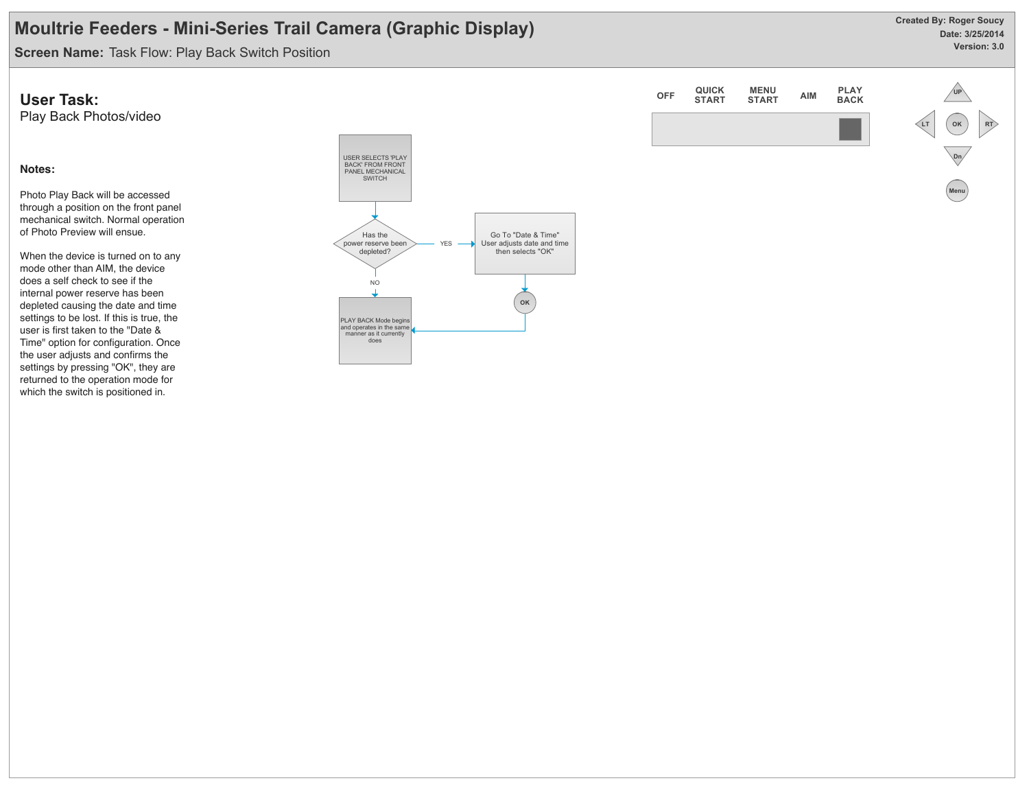# Moultrie Feeders - Mini-Series Trail Camera (Graphic Display)

**Screen Name:** Task Flow: Play Back Switch Position

**Created By: Roger Soucy**
**Date: 3/25/2014**
**Version: 3.0**

## User Task:

Play Back Photos/video

### Notes:

Photo Play Back will be accessed through a position on the front panel mechanical switch. Normal operation of Photo Preview will ensue.

When the device is turned on to any mode other than AIM, the device does a self check to see if the internal power reserve has been depleted causing the date and time settings to be lost. If this is true, the user is first taken to the "Date & Time" option for configuration. Once the user adjusts and confirms the settings by pressing "OK", they are returned to the operation mode for which the switch is positioned in.

USER SELECTS 'PLAY BACK' FROM FRONT PANEL MECHANICAL SWITCH

Has the power reserve been depleted?

YES

Go To "Date & Time" User adjusts date and time then selects "OK"

OK

NO

PLAY BACK Mode begins and operates in the same manner as it currently does

OFF | QUICK START | MENU START | AIM | PLAY BACK

UP | LT | OK | RT | Dn | Menu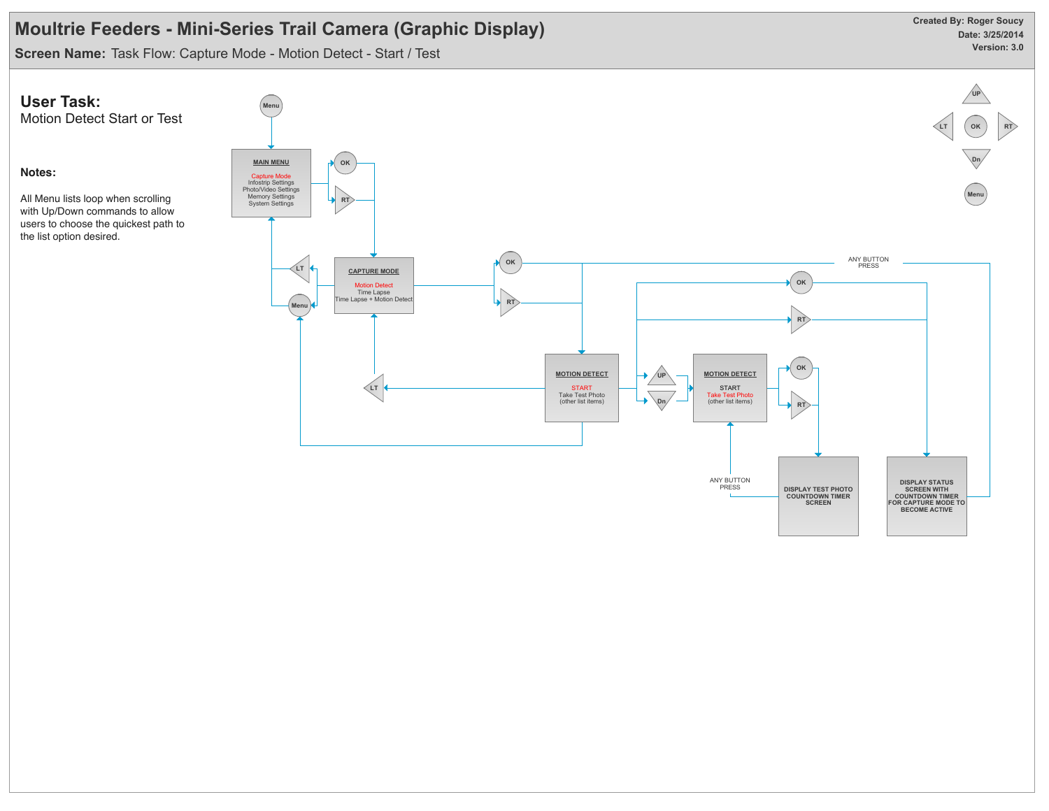# Moultrie Feeders - Mini-Series Trail Camera (Graphic Display)

**Created By:** Roger Soucy
**Date:** 3/25/2014
**Version:** 3.0

**Screen Name:** Task Flow: Capture Mode - Motion Detect - Start / Test

## User Task:

Motion Detect Start or Test

### Notes:

All Menu lists loop when scrolling with Up/Down commands to allow users to choose the quickest path to the list option desired.

Menu

**MAIN MENU**
Capture Mode
Infostrip Settings
Photo/Video Settings
Memory Settings
System Settings

OK
RT

**CAPTURE MODE**
Motion Detect
Time Lapse
Time Lapse + Motion Detect

LT
Menu

OK
RT

ANY BUTTON PRESS

**MOTION DETECT**
START
Take Test Photo
(other list items)

LT

UP
Dn

**MOTION DETECT**
START
Take Test Photo
(other list items)

OK
RT

ANY BUTTON PRESS

**DISPLAY TEST PHOTO COUNTDOWN TIMER SCREEN**

**DISPLAY STATUS SCREEN WITH COUNTDOWN TIMER FOR CAPTURE MODE TO BECOME ACTIVE**

UP
LT OK RT
Dn
Menu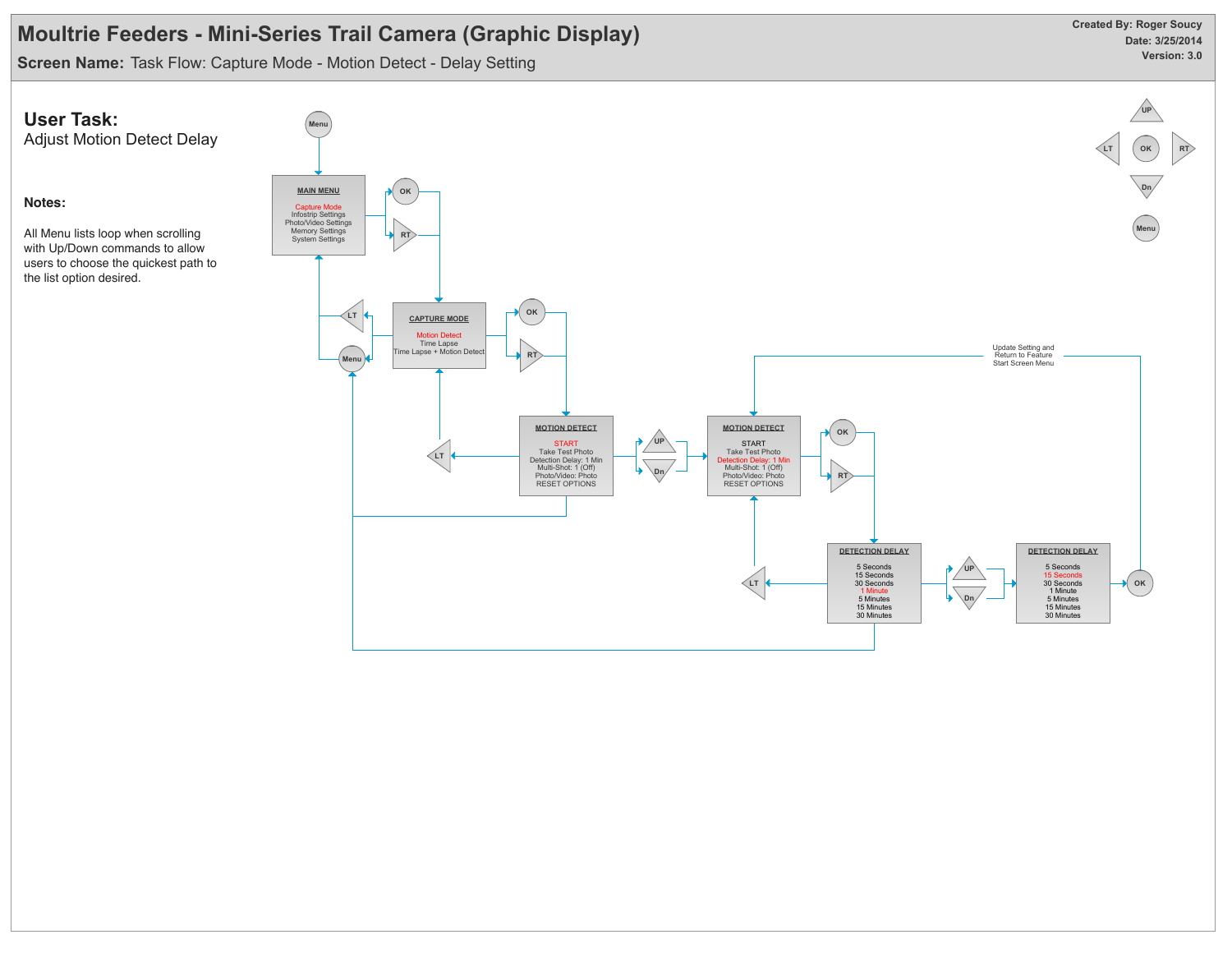# Moultrie Feeders - Mini-Series Trail Camera (Graphic Display)

**Screen Name:** Task Flow: Capture Mode - Motion Detect - Delay Setting

**Created By:** Roger Soucy
**Date:** 3/25/2014
**Version:** 3.0

## User Task:

Adjust Motion Detect Delay

### Notes:

All Menu lists loop when scrolling with Up/Down commands to allow users to choose the quickest path to the list option desired.

Menu

**MAIN MENU**
Capture Mode
Infostrip Settings
Photo/Video Settings
Memory Settings
System Settings

OK
RT

**CAPTURE MODE**
Motion Detect
Time Lapse
Time Lapse + Motion Detect

LT
Menu
OK
RT

**MOTION DETECT**
START
Take Test Photo
Detection Delay: 1 Min
Multi-Shot: 1 (Off)
Photo/Video: Photo
RESET OPTIONS

LT
UP
Dn

**MOTION DETECT**
START
Take Test Photo
Detection Delay: 1 Min
Multi-Shot: 1 (Off)
Photo/Video: Photo
RESET OPTIONS

OK
RT

Update Setting and Return to Feature Start Screen Menu

**DETECTION DELAY**
5 Seconds
15 Seconds
30 Seconds
1 Minute
5 Minutes
15 Minutes
30 Minutes

LT
UP
Dn

**DETECTION DELAY**
5 Seconds
15 Seconds
30 Seconds
1 Minute
5 Minutes
15 Minutes
30 Minutes

OK

UP
LT OK RT
Dn
Menu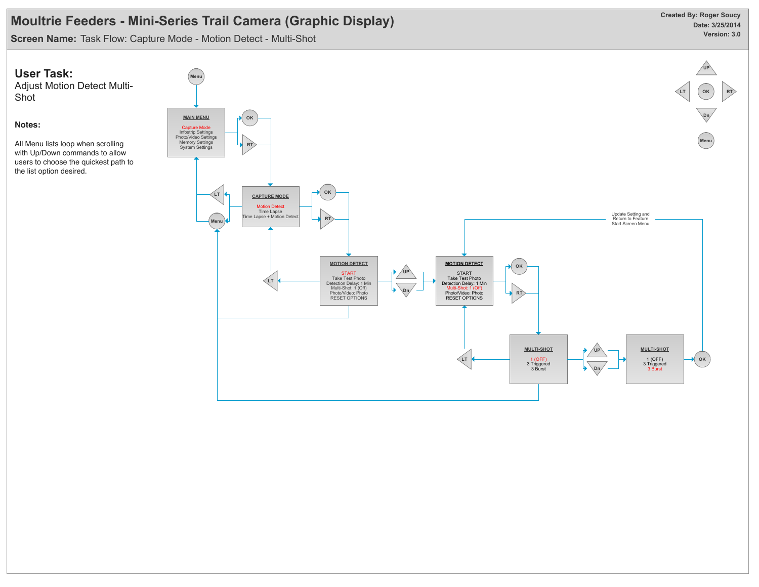# Moultrie Feeders - Mini-Series Trail Camera (Graphic Display)

**Screen Name:** Task Flow: Capture Mode - Motion Detect - Multi-Shot

**Created By: Roger Soucy**
**Date: 3/25/2014**
**Version: 3.0**

## User Task:

Adjust Motion Detect Multi-Shot

**Notes:**

All Menu lists loop when scrolling with Up/Down commands to allow users to choose the quickest path to the list option desired.

Menu

**MAIN MENU**
Capture Mode
Infostrip Settings
Photo/Video Settings
Memory Settings
System Settings

OK
RT

**CAPTURE MODE**
Motion Detect
Time Lapse
Time Lapse + Motion Detect

LT
Menu
OK
RT

**MOTION DETECT**
START
Take Test Photo
Detection Delay: 1 Min
Multi-Shot: 1 (Off)
Photo/Video: Photo
RESET OPTIONS

LT
UP
Dn

**MOTION DETECT**
START
Take Test Photo
Detection Delay: 1 Min
Multi-Shot: 1 (Off)
Photo/Video: Photo
RESET OPTIONS

OK
RT

Update Setting and Return to Feature Start Screen Menu

**MULTI-SHOT**
1 (OFF)
3 Triggered
3 Burst

LT
UP
Dn

**MULTI-SHOT**
1 (OFF)
3 Triggered
3 Burst

OK

UP
LT OK RT
Dn
Menu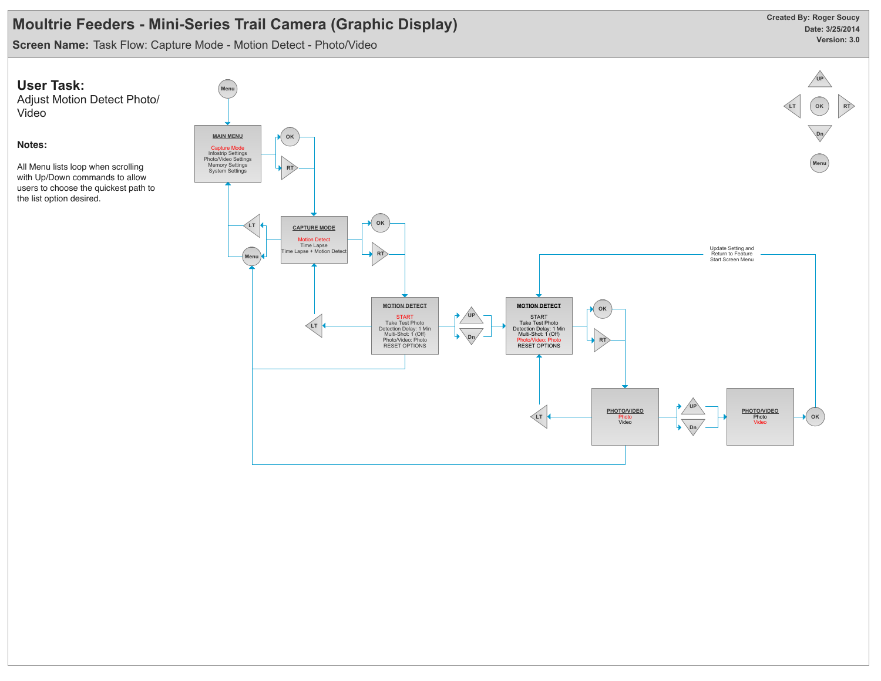# Moultrie Feeders - Mini-Series Trail Camera (Graphic Display)

**Screen Name:** Task Flow: Capture Mode - Motion Detect - Photo/Video

**Created By: Roger Soucy**
**Date: 3/25/2014**
**Version: 3.0**

## User Task:

Adjust Motion Detect Photo/ Video

**Notes:**

All Menu lists loop when scrolling with Up/Down commands to allow users to choose the quickest path to the list option desired.

Menu

**MAIN MENU**

Capture Mode
Infostrip Settings
Photo/Video Settings
Memory Settings
System Settings

OK

RT

LT

Menu

**CAPTURE MODE**

Motion Detect
Time Lapse
Time Lapse + Motion Detect

OK

RT

LT

**MOTION DETECT**

START
Take Test Photo
Detection Delay: 1 Min
Multi-Shot: 1 (Off)
Photo/Video: Photo
RESET OPTIONS

UP

Dn

**MOTION DETECT**

START
Take Test Photo
Detection Delay: 1 Min
Multi-Shot: 1 (Off)
Photo/Video: Photo
RESET OPTIONS

OK

RT

Update Setting and Return to Feature Start Screen Menu

LT

**PHOTO/VIDEO**

Photo
Video

UP

Dn

**PHOTO/VIDEO**

Photo
Video

OK

UP

LT

OK

RT

Dn

Menu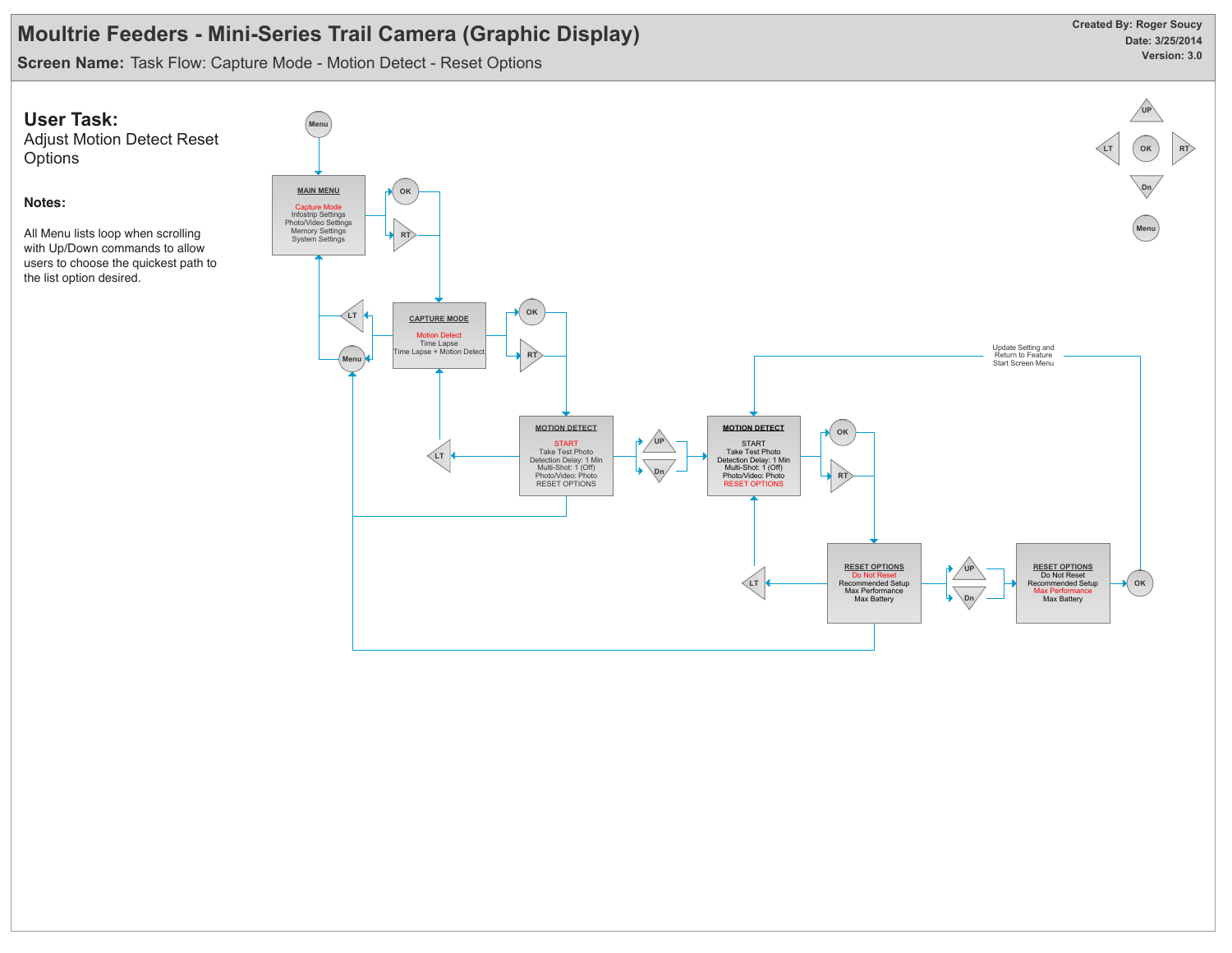# Moultrie Feeders - Mini-Series Trail Camera (Graphic Display)

**Screen Name:** Task Flow: Capture Mode - Motion Detect - Reset Options

**Created By: Roger Soucy**
**Date: 3/25/2014**
**Version: 3.0**

## User Task:

Adjust Motion Detect Reset Options

### Notes:

All Menu lists loop when scrolling with Up/Down commands to allow users to choose the quickest path to the list option desired.

Menu

**MAIN MENU**
Capture Mode
Infostrip Settings
Photo/Video Settings
Memory Settings
System Settings

OK
RT

**CAPTURE MODE**
Motion Detect
Time Lapse
Time Lapse + Motion Detect

LT
Menu
OK
RT

**MOTION DETECT**
START
Take Test Photo
Detection Delay: 1 Min
Multi-Shot: 1 (Off)
Photo/Video: Photo
RESET OPTIONS

LT
UP
Dn

**MOTION DETECT**
START
Take Test Photo
Detection Delay: 1 Min
Multi-Shot: 1 (Off)
Photo/Video: Photo
RESET OPTIONS

OK
RT

Update Setting and Return to Feature Start Screen Menu

**RESET OPTIONS**
Do Not Reset
Recommended Setup
Max Performance
Max Battery

LT
UP
Dn

**RESET OPTIONS**
Do Not Reset
Recommended Setup
Max Performance
Max Battery

OK

UP
LT
OK
RT
Dn
Menu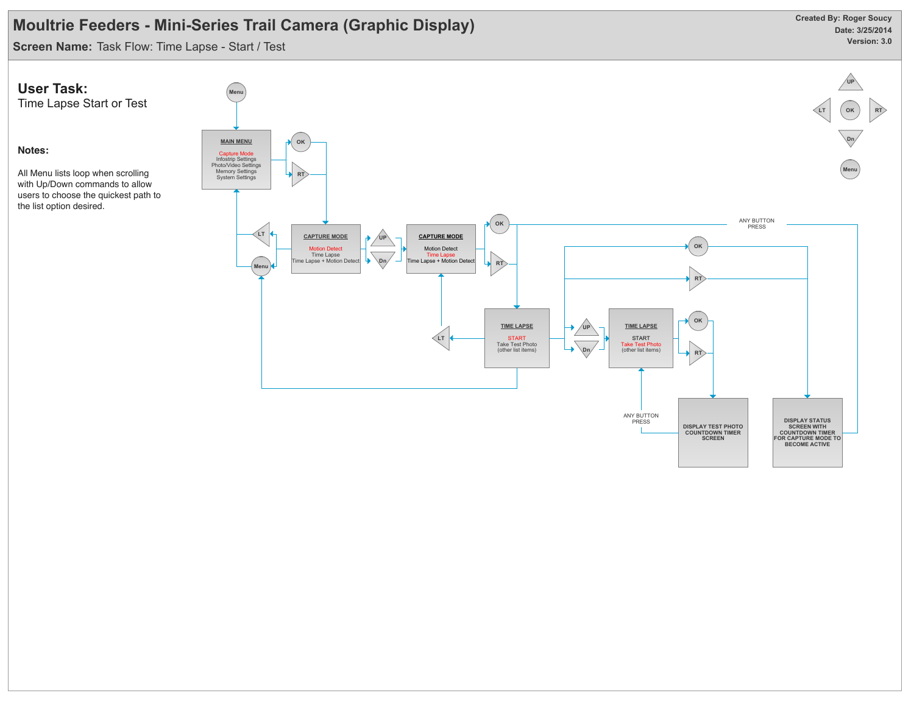# Moultrie Feeders - Mini-Series Trail Camera (Graphic Display)

**Screen Name:** Task Flow: Time Lapse - Start / Test

**Created By:** Roger Soucy
**Date:** 3/25/2014
**Version:** 3.0

## User Task:

Time Lapse Start or Test

### Notes:

All Menu lists loop when scrolling with Up/Down commands to allow users to choose the quickest path to the list option desired.

Menu

MAIN MENU
- Capture Mode
- Infostrip Settings
- Photo/Video Settings
- Memory Settings
- System Settings

OK

RT

LT

Menu

CAPTURE MODE
- Motion Detect
- Time Lapse
- Time Lapse + Motion Detect

UP

Dn

CAPTURE MODE
- Motion Detect
- Time Lapse
- Time Lapse + Motion Detect

OK

RT

ANY BUTTON PRESS

TIME LAPSE
- START
- Take Test Photo
- (other list items)

LT

UP

Dn

TIME LAPSE
- START
- Take Test Photo
- (other list items)

OK

RT

OK

RT

ANY BUTTON PRESS

DISPLAY TEST PHOTO COUNTDOWN TIMER SCREEN

DISPLAY STATUS SCREEN WITH COUNTDOWN TIMER FOR CAPTURE MODE TO BECOME ACTIVE

UP

LT

OK

RT

Dn

Menu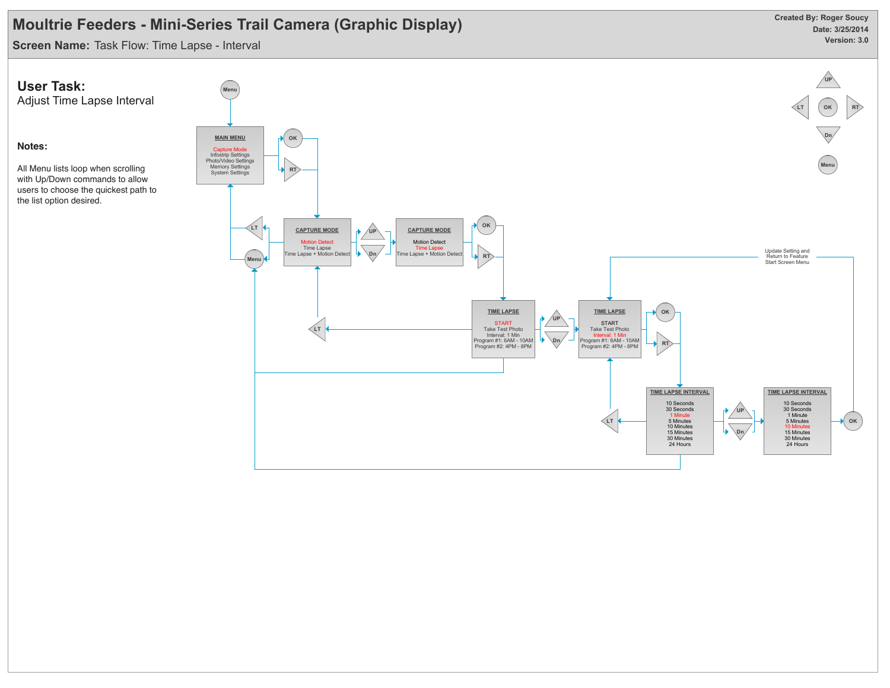# Moultrie Feeders - Mini-Series Trail Camera (Graphic Display)

**Screen Name:** Task Flow: Time Lapse - Interval

**Created By: Roger Soucy**
**Date: 3/25/2014**
**Version: 3.0**

## User Task:

Adjust Time Lapse Interval

### Notes:

All Menu lists loop when scrolling with Up/Down commands to allow users to choose the quickest path to the list option desired.

Menu

**MAIN MENU**
Capture Mode
Infostrip Settings
Photo/Video Settings
Memory Settings
System Settings

OK
RT

LT
Menu

**CAPTURE MODE**
Motion Detect
Time Lapse
Time Lapse + Motion Detect

UP
Dn

**CAPTURE MODE**
Motion Detect
Time Lapse
Time Lapse + Motion Detect

OK
RT

Update Setting and Return to Feature Start Screen Menu

LT

**TIME LAPSE**
START
Take Test Photo
Interval: 1 Min
Program #1: 6AM - 10AM
Program #2: 4PM - 8PM

UP
Dn

**TIME LAPSE**
START
Take Test Photo
Interval: 1 Min
Program #1: 6AM - 10AM
Program #2: 4PM - 8PM

OK
RT

LT

**TIME LAPSE INTERVAL**
10 Seconds
30 Seconds
1 Minute
5 Minutes
10 Minutes
15 Minutes
30 Minutes
24 Hours

UP
Dn

**TIME LAPSE INTERVAL**
10 Seconds
30 Seconds
1 Minute
5 Minutes
10 Minutes
15 Minutes
30 Minutes
24 Hours

OK

UP
LT
OK
RT
Dn
Menu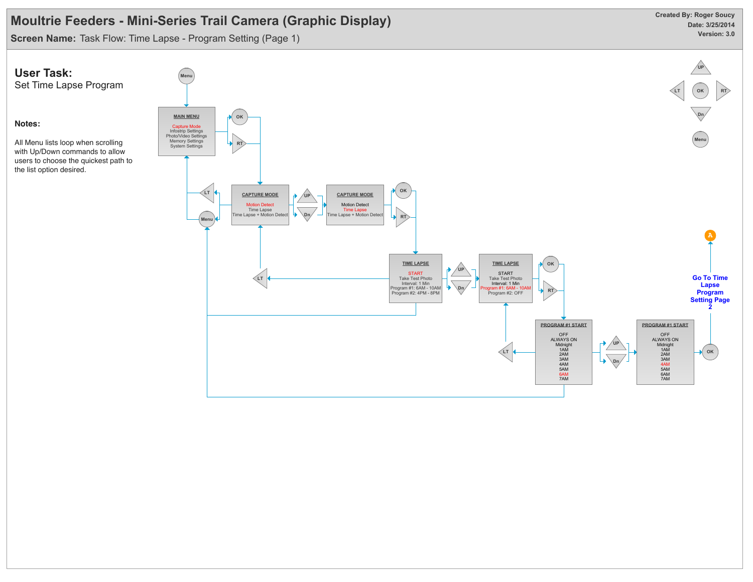# Moultrie Feeders - Mini-Series Trail Camera (Graphic Display)

**Screen Name:** Task Flow: Time Lapse - Program Setting (Page 1)

**Created By:** Roger Soucy
**Date:** 3/25/2014
**Version:** 3.0

## User Task:

Set Time Lapse Program

**Notes:**

All Menu lists loop when scrolling with Up/Down commands to allow users to choose the quickest path to the list option desired.

Menu

**MAIN MENU**
Capture Mode
Infostrip Settings
Photo/Video Settings
Memory Settings
System Settings

OK
RT

LT
Menu

**CAPTURE MODE**
Motion Detect
Time Lapse
Time Lapse + Motion Detect

UP
Dn

**CAPTURE MODE**
Motion Detect
Time Lapse
Time Lapse + Motion Detect

OK
RT

LT

**TIME LAPSE**
START
Take Test Photo
Interval: 1 Min
Program #1: 6AM - 10AM
Program #2: 4PM - 8PM

UP
Dn

**TIME LAPSE**
START
Take Test Photo
Interval: 1 Min
Program #1: 6AM - 10AM
Program #2: OFF

OK
RT

LT

**PROGRAM #1 START**
OFF
ALWAYS ON
Midnight
1AM
2AM
3AM
4AM
5AM
6AM
7AM

UP
Dn

**PROGRAM #1 START**
OFF
ALWAYS ON
Midnight
1AM
2AM
3AM
4AM
5AM
6AM
7AM

OK

A

**Go To Time Lapse Program Setting Page 2**

UP
LT
OK
RT
Dn
Menu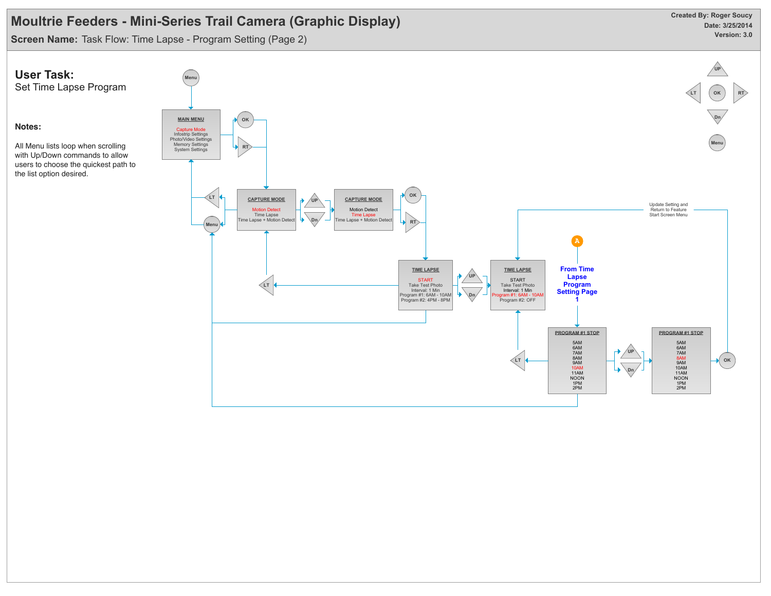# Moultrie Feeders - Mini-Series Trail Camera (Graphic Display)

**Screen Name:** Task Flow: Time Lapse - Program Setting (Page 2)

**Created By: Roger Soucy**
**Date: 3/25/2014**
**Version: 3.0**

## User Task:

Set Time Lapse Program

### Notes:

All Menu lists loop when scrolling with Up/Down commands to allow users to choose the quickest path to the list option desired.

---

Menu

**MAIN MENU**
Capture Mode
Infostrip Settings
Photo/Video Settings
Memory Settings
System Settings

OK
RT

LT
Menu

**CAPTURE MODE**
Motion Detect
Time Lapse
Time Lapse + Motion Detect

UP
Dn

**CAPTURE MODE**
Motion Detect
Time Lapse
Time Lapse + Motion Detect

OK
RT

LT

**TIME LAPSE**
START
Take Test Photo
Interval: 1 Min
Program #1: 6AM - 10AM
Program #2: 4PM - 8PM

UP
Dn

**TIME LAPSE**
START
Take Test Photo
Interval: 1 Min
Program #1: 6AM - 10AM
Program #2: OFF

Update Setting and Return to Feature Start Screen Menu

A

From Time Lapse Program Setting Page 1

LT

**PROGRAM #1 STOP**
5AM
6AM
7AM
8AM
9AM
10AM
11AM
NOON
1PM
2PM

UP
Dn

**PROGRAM #1 STOP**
5AM
6AM
7AM
8AM
9AM
10AM
11AM
NOON
1PM
2PM

OK

UP
LT
OK
RT
Dn
Menu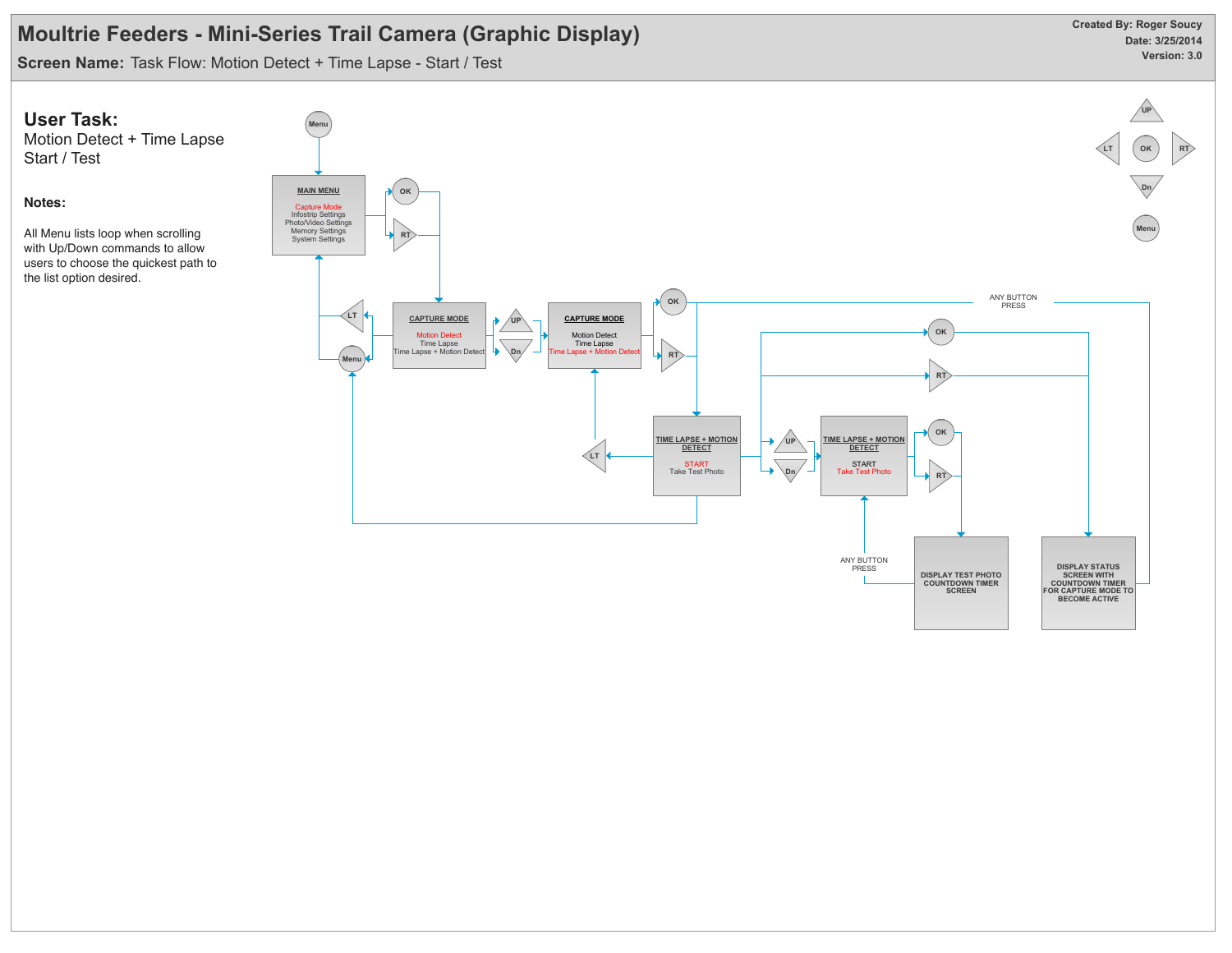# Moultrie Feeders - Mini-Series Trail Camera (Graphic Display)

**Screen Name:** Task Flow: Motion Detect + Time Lapse - Start / Test

Created By: Roger Soucy
Date: 3/25/2014
Version: 3.0

## User Task:

Motion Detect + Time Lapse
Start / Test

### Notes:

All Menu lists loop when scrolling with Up/Down commands to allow users to choose the quickest path to the list option desired.

Menu

MAIN MENU
Capture Mode
Infostrip Settings
Photo/Video Settings
Memory Settings
System Settings

OK
RT
LT
Menu

CAPTURE MODE
Motion Detect
Time Lapse
Time Lapse + Motion Detect

UP
Dn

CAPTURE MODE
Motion Detect
Time Lapse
Time Lapse + Motion Detect

OK
RT

ANY BUTTON PRESS

OK
RT

TIME LAPSE + MOTION DETECT
START
Take Test Photo

LT

UP
Dn

TIME LAPSE + MOTION DETECT
START
Take Test Photo

OK
RT

ANY BUTTON PRESS

DISPLAY TEST PHOTO COUNTDOWN TIMER SCREEN

DISPLAY STATUS SCREEN WITH COUNTDOWN TIMER FOR CAPTURE MODE TO BECOME ACTIVE

UP
LT OK RT
Dn
Menu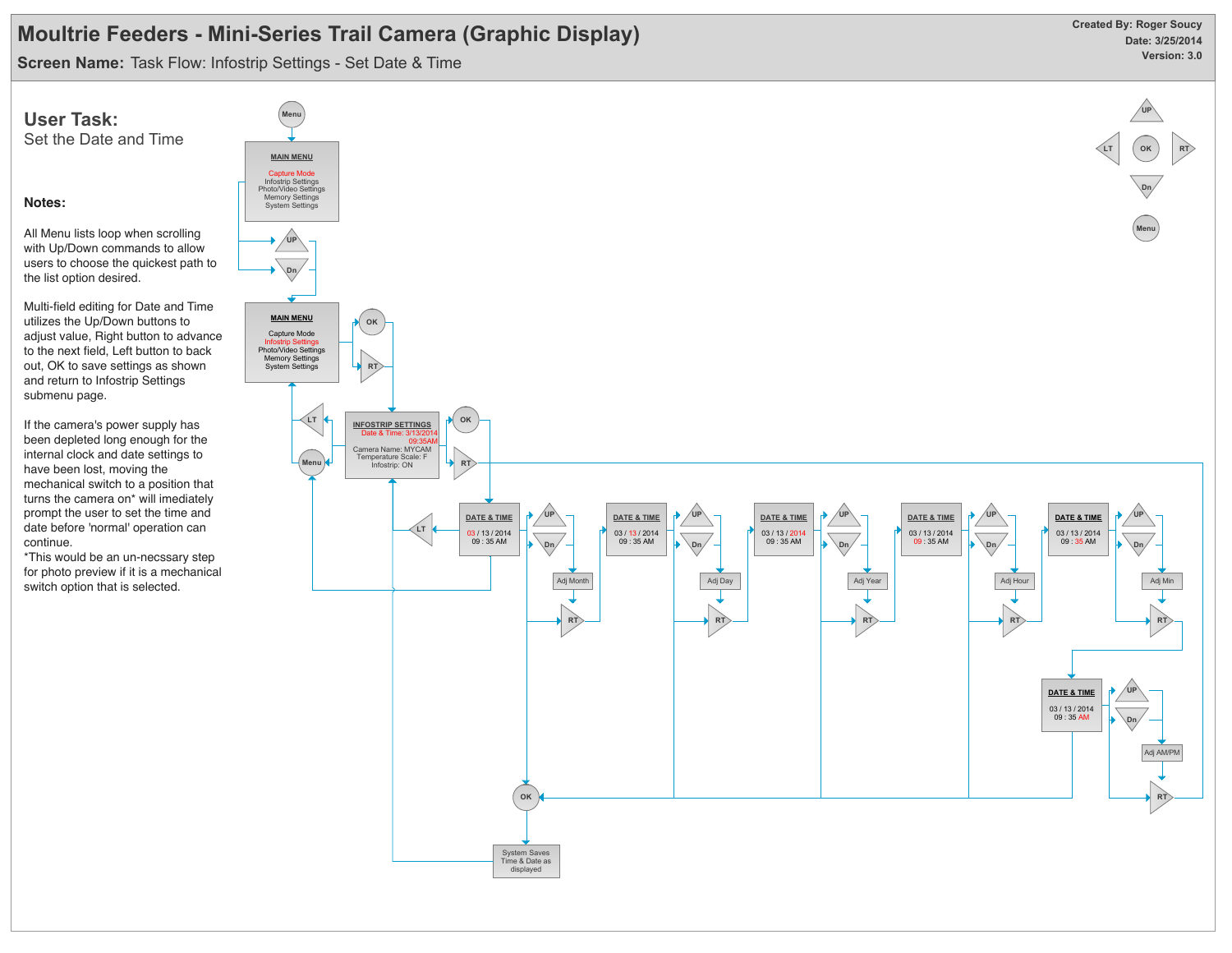# Moultrie Feeders - Mini-Series Trail Camera (Graphic Display)

**Screen Name:** Task Flow: Infostrip Settings - Set Date & Time

**Created By: Roger Soucy**
**Date: 3/25/2014**
**Version: 3.0**

## User Task:

Set the Date and Time

### Notes:

All Menu lists loop when scrolling with Up/Down commands to allow users to choose the quickest path to the list option desired.

Multi-field editing for Date and Time utilizes the Up/Down buttons to adjust value, Right button to advance to the next field, Left button to back out, OK to save settings as shown and return to Infostrip Settings submenu page.

If the camera's power supply has been depleted long enough for the internal clock and date settings to have been lost, moving the mechanical switch to a position that turns the camera on* will imediately prompt the user to set the time and date before 'normal' operation can continue.
*This would be an un-necssary step for photo preview if it is a mechanical switch option that is selected.

---

Menu

**MAIN MENU**
Capture Mode
Infostrip Settings
Photo/Video Settings
Memory Settings
System Settings

UP / Dn

**MAIN MENU**
Capture Mode
Infostrip Settings
Photo/Video Settings
Memory Settings
System Settings

OK / RT

LT / Menu

**INFOSTRIP SETTINGS**
Date & Time: 3/13/2014 09:35AM
Camera Name: MYCAM
Temperature Scale: F
Infostrip: ON

OK / RT

LT

**DATE & TIME**
03 / 13 / 2014
09 : 35 AM

UP / Dn → Adj Month → RT

**DATE & TIME**
03 / 13 / 2014
09 : 35 AM

UP / Dn → Adj Day → RT

**DATE & TIME**
03 / 13 / 2014
09 : 35 AM

UP / Dn → Adj Year → RT

**DATE & TIME**
03 / 13 / 2014
09 : 35 AM

UP / Dn → Adj Hour → RT

**DATE & TIME**
03 / 13 / 2014
09 : 35 AM

UP / Dn → Adj Min → RT

**DATE & TIME**
03 / 13 / 2014
09 : 35 AM

UP / Dn → Adj AM/PM → RT

OK

System Saves Time & Date as displayed

UP
LT OK RT
Dn
Menu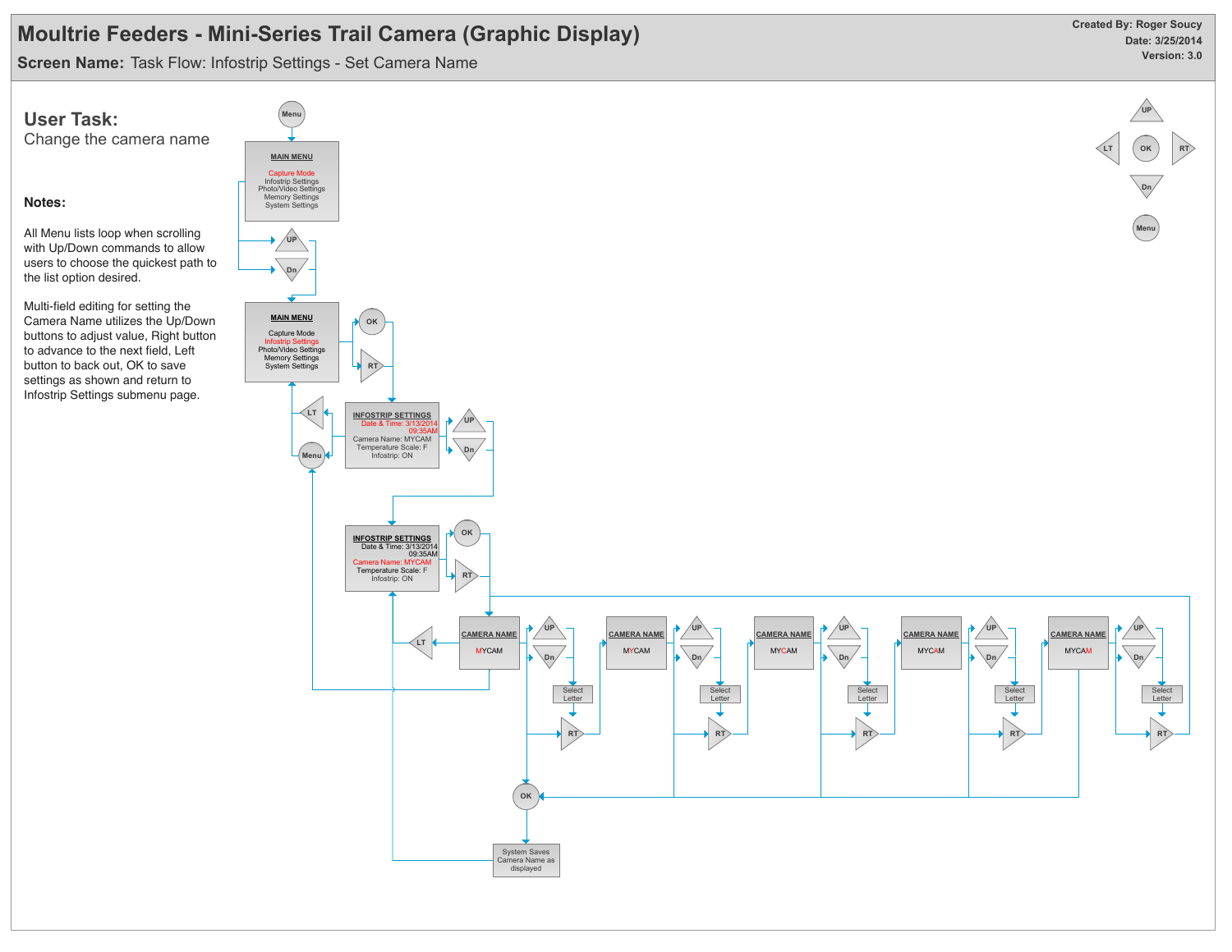# Moultrie Feeders - Mini-Series Trail Camera (Graphic Display)

**Screen Name:** Task Flow: Infostrip Settings - Set Camera Name

**Created By:** Roger Soucy
**Date:** 3/25/2014
**Version:** 3.0

## User Task:

Change the camera name

### Notes:

All Menu lists loop when scrolling with Up/Down commands to allow users to choose the quickest path to the list option desired.

Multi-field editing for setting the Camera Name utilizes the Up/Down buttons to adjust value, Right button to advance to the next field, Left button to back out, OK to save settings as shown and return to Infostrip Settings submenu page.

---

Menu

**MAIN MENU**

Capture Mode
Infostrip Settings
Photo/Video Settings
Memory Settings
System Settings

UP
Dn

**MAIN MENU**

Capture Mode
Infostrip Settings
Photo/Video Settings
Memory Settings
System Settings

OK
RT

LT
Menu

**INFOSTRIP SETTINGS**
Date & Time: 3/13/2014
09:35AM
Camera Name: MYCAM
Temperature Scale: F
Infostrip: ON

UP
Dn

**INFOSTRIP SETTINGS**
Date & Time: 3/13/2014
09:35AM
Camera Name: MYCAM
Temperature Scale: F
Infostrip: ON

OK
RT

LT

**CAMERA NAME**
MYCAM

UP
Dn
Select Letter
RT

**CAMERA NAME**
MYCAM

UP
Dn
Select Letter
RT

**CAMERA NAME**
MYCAM

UP
Dn
Select Letter
RT

**CAMERA NAME**
MYCAM

UP
Dn
Select Letter
RT

**CAMERA NAME**
MYCAM

UP
Dn
Select Letter
RT

OK

System Saves Camera Name as displayed

UP
LT
OK
RT
Dn
Menu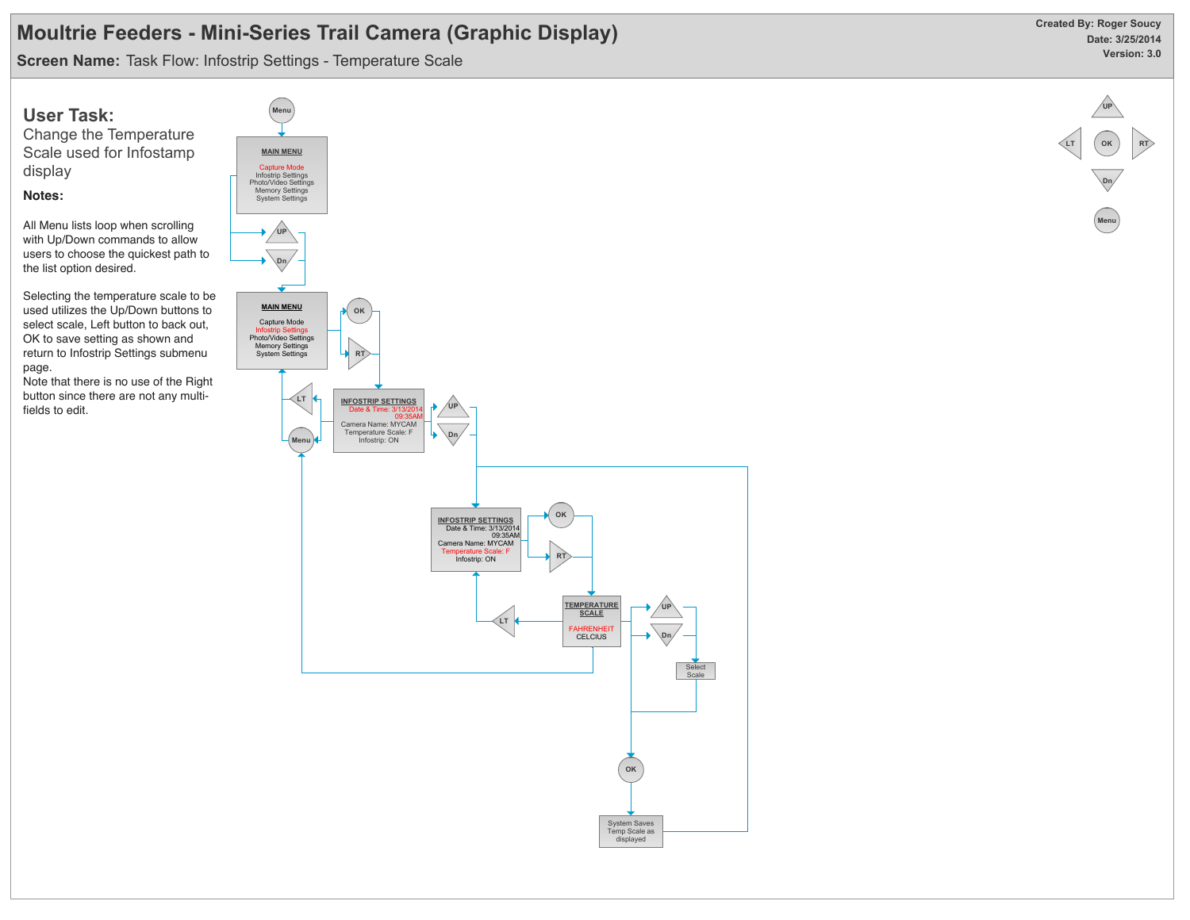# Moultrie Feeders - Mini-Series Trail Camera (Graphic Display)

**Screen Name:** Task Flow: Infostrip Settings - Temperature Scale

**Created By: Roger Soucy**
**Date: 3/25/2014**
**Version: 3.0**

## User Task:

Change the Temperature Scale used for Infostamp display

### Notes:

All Menu lists loop when scrolling with Up/Down commands to allow users to choose the quickest path to the list option desired.

Selecting the temperature scale to be used utilizes the Up/Down buttons to select scale, Left button to back out, OK to save setting as shown and return to Infostrip Settings submenu page.
Note that there is no use of the Right button since there are not any multi-fields to edit.

---

Menu

**MAIN MENU**
Capture Mode
Infostrip Settings
Photo/Video Settings
Memory Settings
System Settings

UP / Dn

**MAIN MENU**
Capture Mode
Infostrip Settings
Photo/Video Settings
Memory Settings
System Settings

OK / RT

**INFOSTRIP SETTINGS**
Date & Time: 3/13/2014 09:35AM
Camera Name: MYCAM
Temperature Scale: F
Infostrip: ON

LT / Menu

UP / Dn

**INFOSTRIP SETTINGS**
Date & Time: 3/13/2014 09:35AM
Camera Name: MYCAM
Temperature Scale: F
Infostrip: ON

OK / RT

**TEMPERATURE SCALE**
FAHRENHEIT
CELCIUS

LT

UP / Dn

Select Scale

OK

System Saves Temp Scale as displayed

UP / LT / OK / RT / Dn / Menu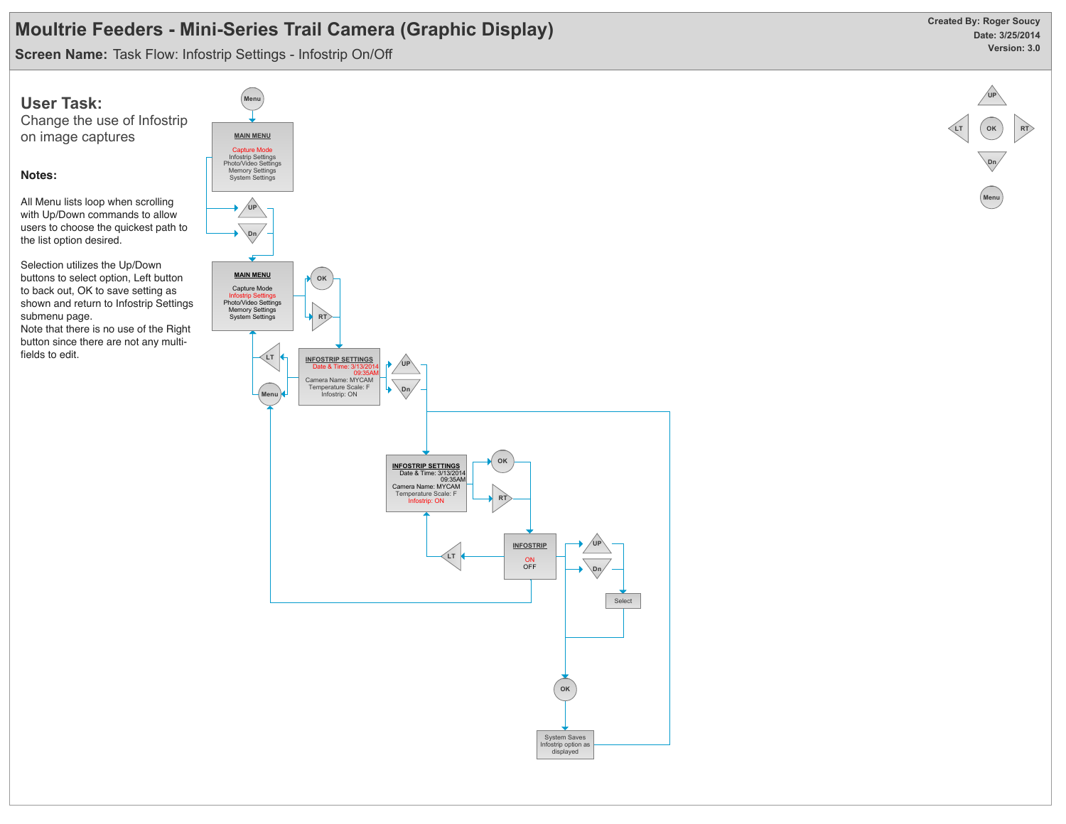# Moultrie Feeders - Mini-Series Trail Camera (Graphic Display)

**Screen Name:** Task Flow: Infostrip Settings - Infostrip On/Off

**Created By:** Roger Soucy
**Date:** 3/25/2014
**Version:** 3.0

## User Task:

Change the use of Infostrip on image captures

### Notes:

All Menu lists loop when scrolling with Up/Down commands to allow users to choose the quickest path to the list option desired.

Selection utilizes the Up/Down buttons to select option, Left button to back out, OK to save setting as shown and return to Infostrip Settings submenu page.
Note that there is no use of the Right button since there are not any multi-fields to edit.

Menu

**MAIN MENU**

Capture Mode
Infostrip Settings
Photo/Video Settings
Memory Settings
System Settings

UP
Dn

**MAIN MENU**

Capture Mode
Infostrip Settings
Photo/Video Settings
Memory Settings
System Settings

OK
RT

**INFOSTRIP SETTINGS**
Date & Time: 3/13/2014 09:35AM
Camera Name: MYCAM
Temperature Scale: F
Infostrip: ON

LT
Menu
UP
Dn

**INFOSTRIP SETTINGS**
Date & Time: 3/13/2014 09:35AM
Camera Name: MYCAM
Temperature Scale: F
Infostrip: ON

OK
RT

**INFOSTRIP**

ON
OFF

LT
UP
Dn
Select
OK

System Saves Infostrip option as displayed

UP
LT
OK
RT
Dn
Menu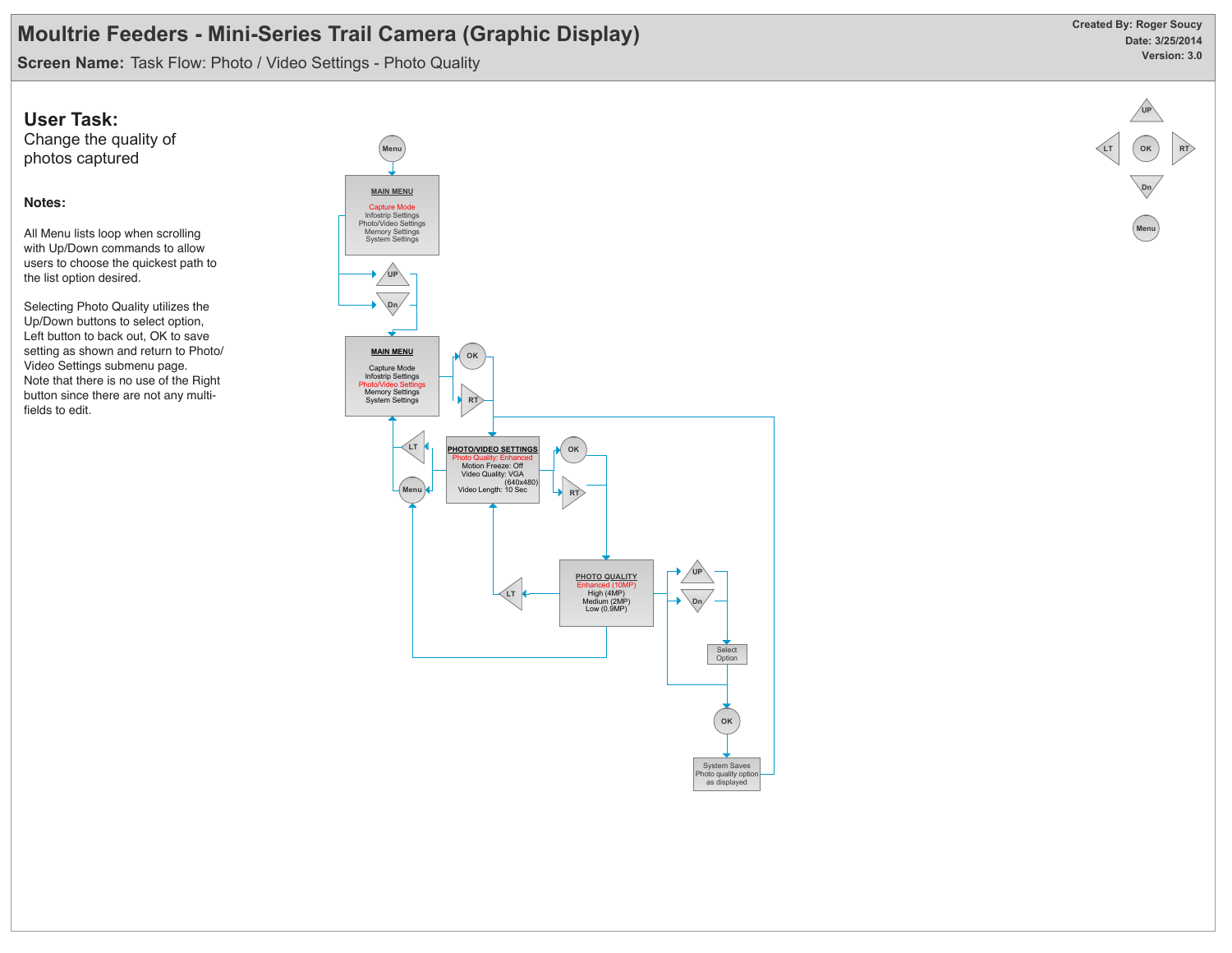# Moultrie Feeders - Mini-Series Trail Camera (Graphic Display)

**Screen Name:** Task Flow: Photo / Video Settings - Photo Quality

**Created By:** Roger Soucy
**Date:** 3/25/2014
**Version:** 3.0

## User Task:

Change the quality of photos captured

### Notes:

All Menu lists loop when scrolling with Up/Down commands to allow users to choose the quickest path to the list option desired.

Selecting Photo Quality utilizes the Up/Down buttons to select option, Left button to back out, OK to save setting as shown and return to Photo/Video Settings submenu page. Note that there is no use of the Right button since there are not any multi-fields to edit.

Menu

**MAIN MENU**
Capture Mode
Infostrip Settings
Photo/Video Settings
Memory Settings
System Settings

UP
Dn

**MAIN MENU**
Capture Mode
Infostrip Settings
Photo/Video Settings
Memory Settings
System Settings

OK
RT

**PHOTO/VIDEO SETTINGS**
Photo Quality: Enhanced
Motion Freeze: Off
Video Quality: VGA (640x480)
Video Length: 10 Sec

LT
Menu
OK
RT

**PHOTO QUALITY**
Enhanced (10MP)
High (4MP)
Medium (2MP)
Low (0.9MP)

LT
UP
Dn

Select Option

OK

System Saves Photo quality option as displayed

UP
LT OK RT
Dn
Menu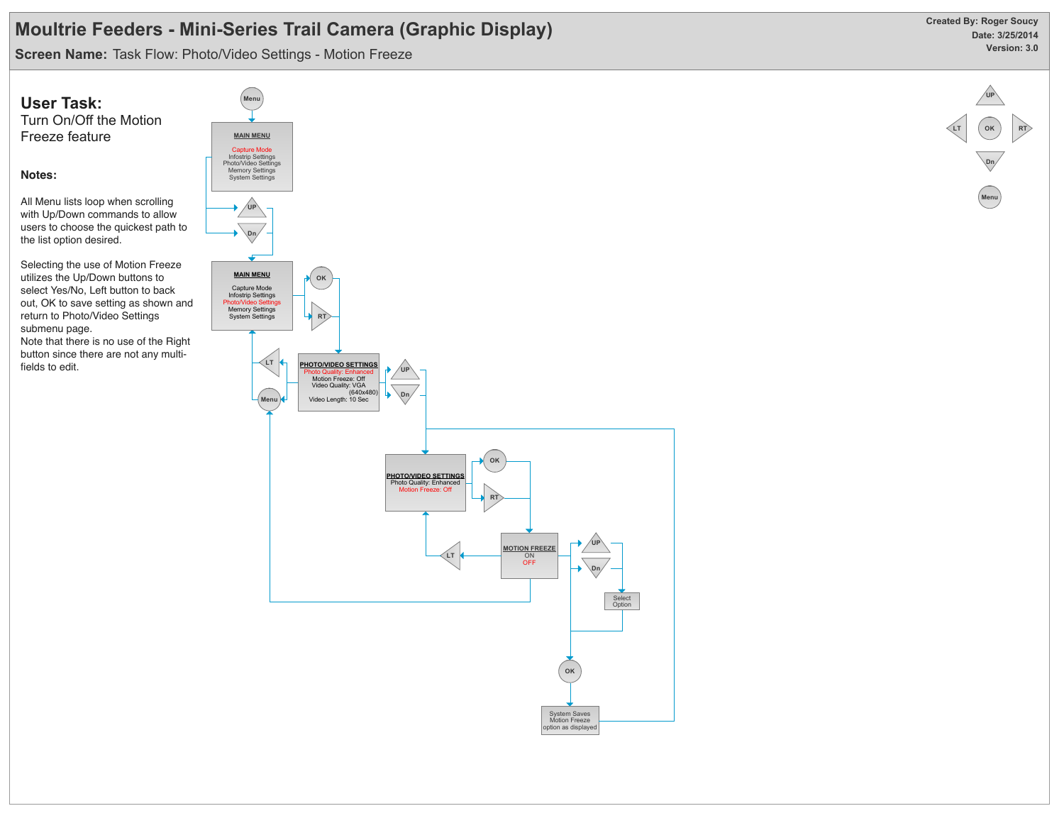# Moultrie Feeders - Mini-Series Trail Camera (Graphic Display)

**Screen Name:** Task Flow: Photo/Video Settings - Motion Freeze

**Created By:** Roger Soucy
**Date:** 3/25/2014
**Version:** 3.0

## User Task:

Turn On/Off the Motion Freeze feature

### Notes:

All Menu lists loop when scrolling with Up/Down commands to allow users to choose the quickest path to the list option desired.

Selecting the use of Motion Freeze utilizes the Up/Down buttons to select Yes/No, Left button to back out, OK to save setting as shown and return to Photo/Video Settings submenu page.
Note that there is no use of the Right button since there are not any multi-fields to edit.

Menu

**MAIN MENU**

Capture Mode
Infostrip Settings
Photo/Video Settings
Memory Settings
System Settings

UP
Dn

**MAIN MENU**

Capture Mode
Infostrip Settings
Photo/Video Settings
Memory Settings
System Settings

OK
RT

**PHOTO/VIDEO SETTINGS**
Photo Quality: Enhanced
Motion Freeze: Off
Video Quality: VGA (640x480)
Video Length: 10 Sec

LT
Menu
UP
Dn

**PHOTO/VIDEO SETTINGS**
Photo Quality: Enhanced
Motion Freeze: Off

OK
RT
LT

**MOTION FREEZE**
ON
OFF

UP
Dn

Select Option

OK

System Saves Motion Freeze option as displayed

UP
LT
OK
RT
Dn
Menu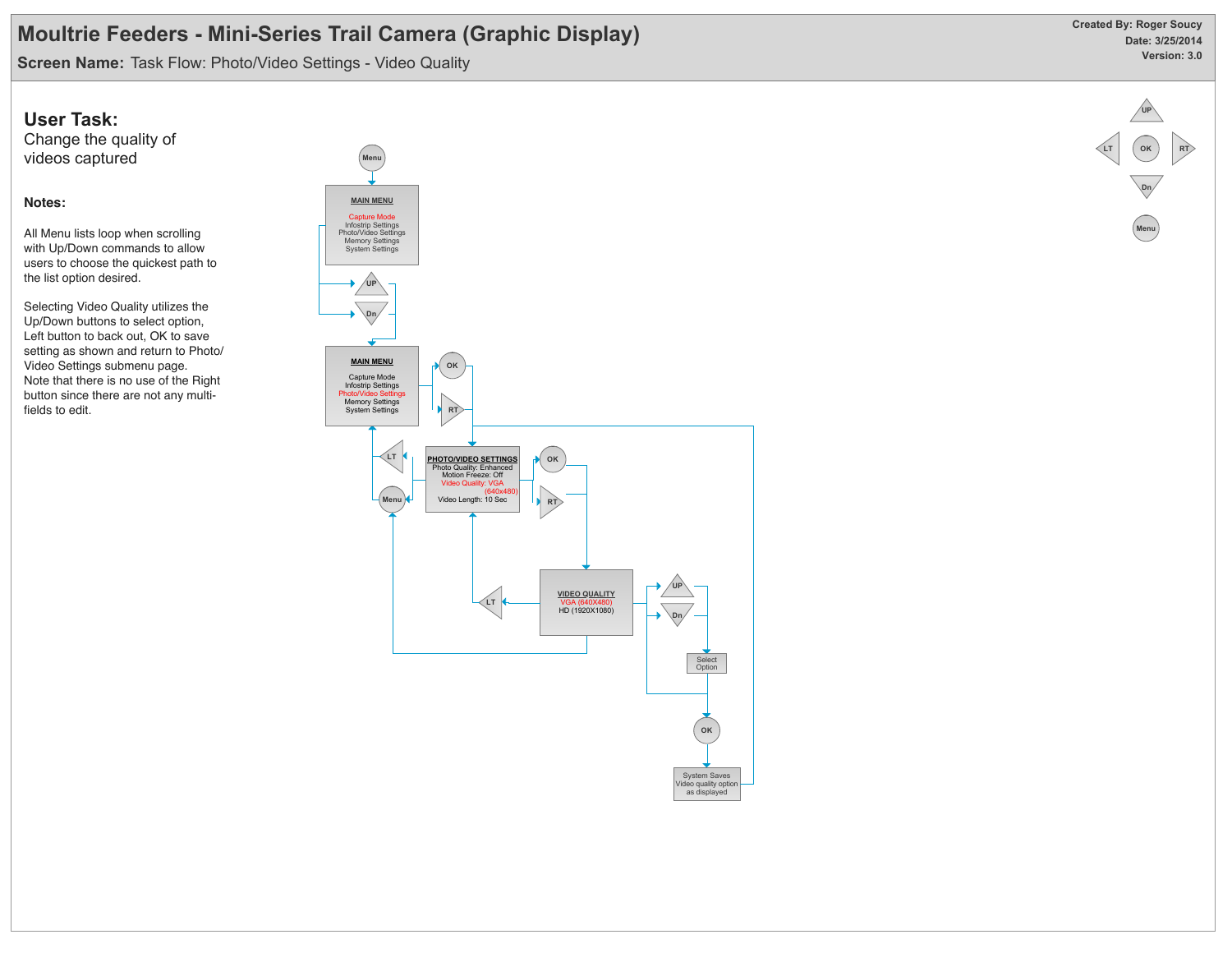# Moultrie Feeders - Mini-Series Trail Camera (Graphic Display)

**Screen Name:** Task Flow: Photo/Video Settings - Video Quality

**Created By:** Roger Soucy
**Date:** 3/25/2014
**Version:** 3.0

## User Task:

Change the quality of videos captured

### Notes:

All Menu lists loop when scrolling with Up/Down commands to allow users to choose the quickest path to the list option desired.

Selecting Video Quality utilizes the Up/Down buttons to select option, Left button to back out, OK to save setting as shown and return to Photo/Video Settings submenu page. Note that there is no use of the Right button since there are not any multi-fields to edit.

Menu

**MAIN MENU**
Capture Mode
Infostrip Settings
Photo/Video Settings
Memory Settings
System Settings

UP
Dn

**MAIN MENU**
Capture Mode
Infostrip Settings
Photo/Video Settings
Memory Settings
System Settings

OK
RT

LT
Menu

**PHOTO/VIDEO SETTINGS**
Photo Quality: Enhanced
Motion Freeze: Off
Video Quality: VGA (640x480)
Video Length: 10 Sec

OK
RT

LT

**VIDEO QUALITY**
VGA (640X480)
HD (1920X1080)

UP
Dn

Select Option

OK

System Saves Video quality option as displayed

UP
LT OK RT
Dn
Menu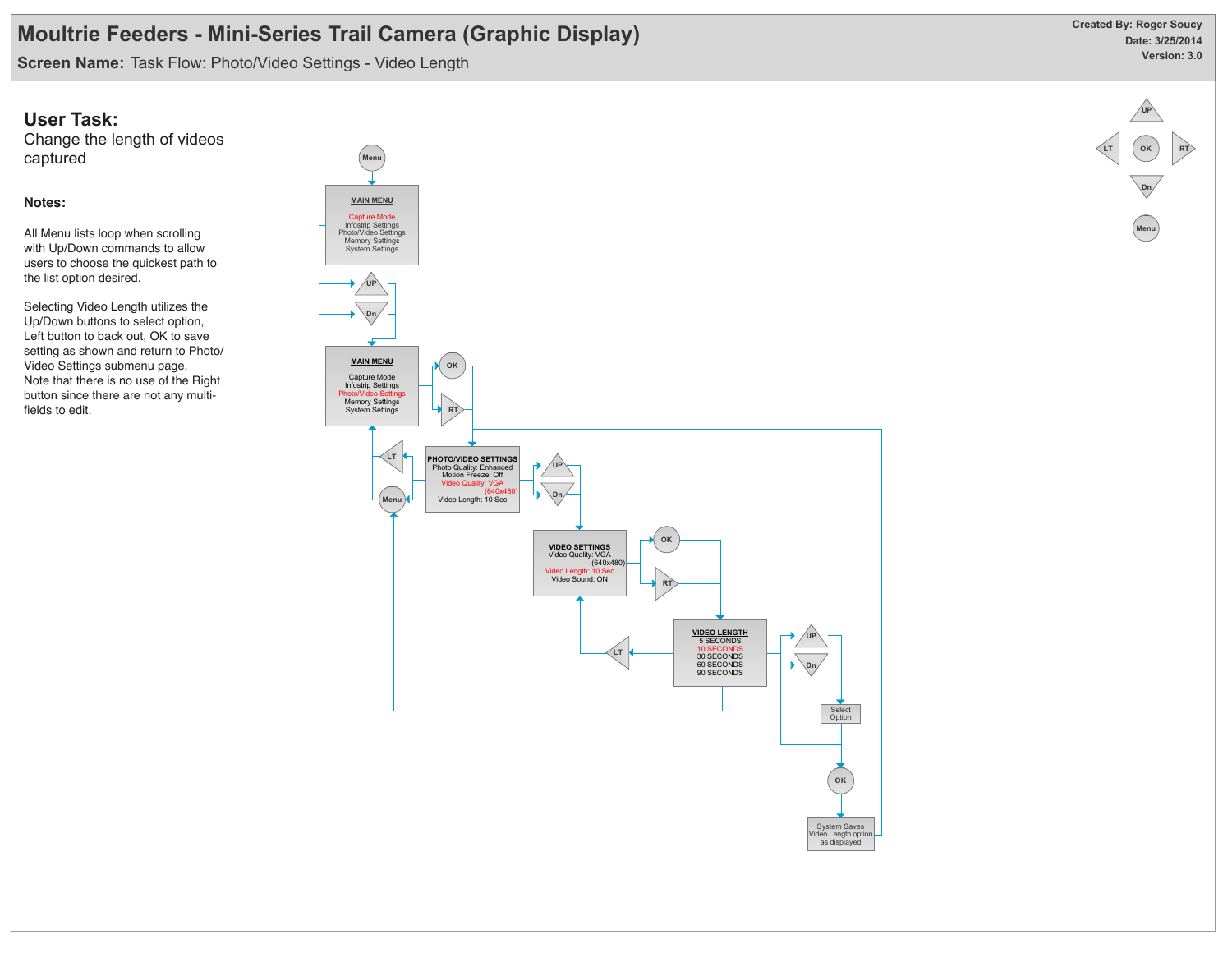# Moultrie Feeders - Mini-Series Trail Camera (Graphic Display)

**Screen Name:** Task Flow: Photo/Video Settings - Video Length

**Created By:** Roger Soucy
**Date:** 3/25/2014
**Version:** 3.0

## User Task:

Change the length of videos captured

### Notes:

All Menu lists loop when scrolling with Up/Down commands to allow users to choose the quickest path to the list option desired.

Selecting Video Length utilizes the Up/Down buttons to select option, Left button to back out, OK to save setting as shown and return to Photo/ Video Settings submenu page.
Note that there is no use of the Right button since there are not any multi-fields to edit.

Menu

**MAIN MENU**
Capture Mode
Infostrip Settings
Photo/Video Settings
Memory Settings
System Settings

UP
Dn

**MAIN MENU**
Capture Mode
Infostrip Settings
Photo/Video Settings
Memory Settings
System Settings

OK
RT

**PHOTO/VIDEO SETTINGS**
Photo Quality: Enhanced
Motion Freeze: Off
Video Quality: VGA (640x480)
Video Length: 10 Sec

LT
Menu

UP
Dn

**VIDEO SETTINGS**
Video Quality: VGA (640x480)
Video Length: 10 Sec
Video Sound: ON

OK
RT

**VIDEO LENGTH**
5 SECONDS
10 SECONDS
30 SECONDS
60 SECONDS
90 SECONDS

LT

UP
Dn

Select Option

OK

System Saves Video Length option as displayed

UP
LT OK RT
Dn
Menu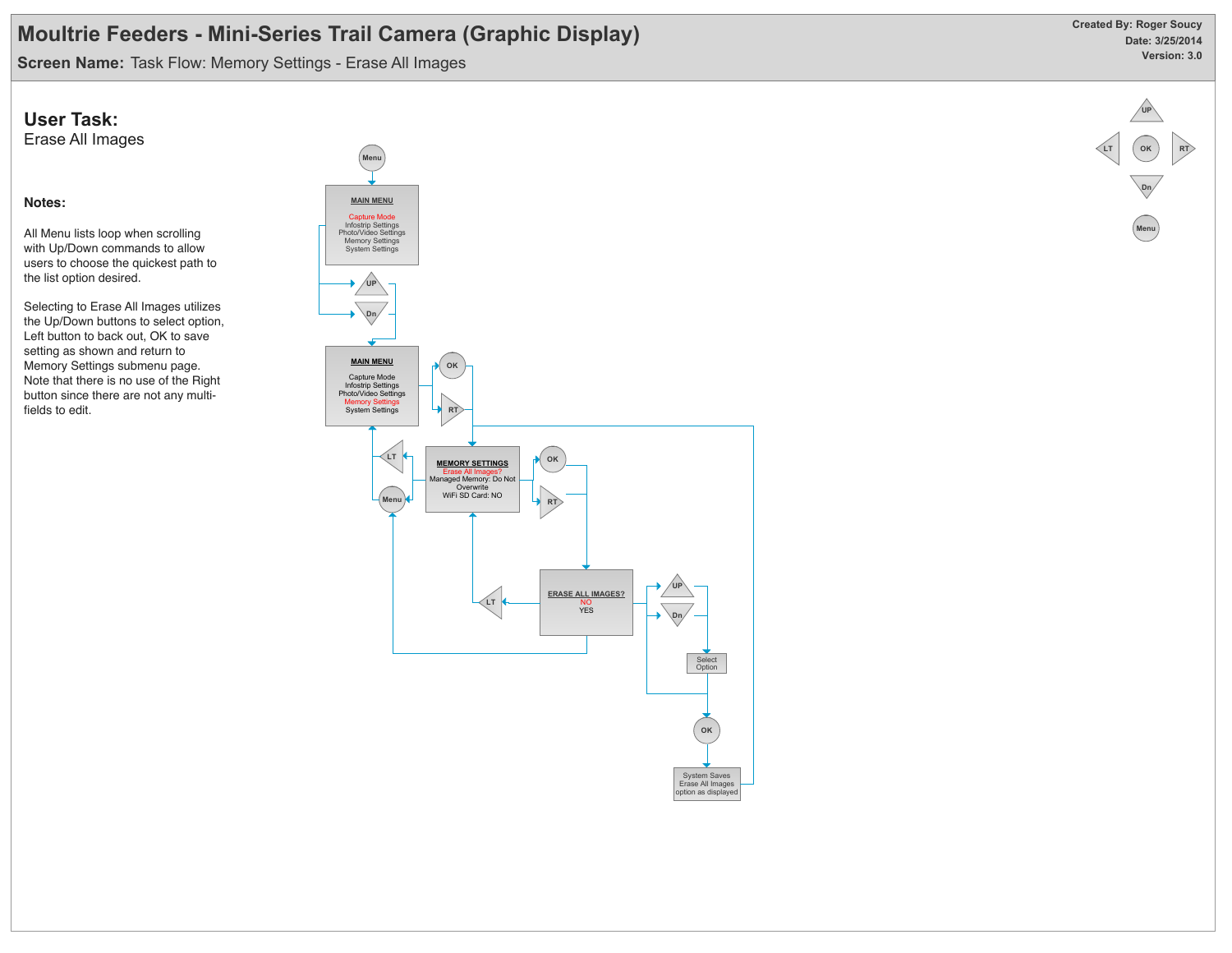# Moultrie Feeders - Mini-Series Trail Camera (Graphic Display)

**Screen Name:** Task Flow: Memory Settings - Erase All Images

**Created By: Roger Soucy**
**Date: 3/25/2014**
**Version: 3.0**

## User Task:

Erase All Images

### Notes:

All Menu lists loop when scrolling with Up/Down commands to allow users to choose the quickest path to the list option desired.

Selecting to Erase All Images utilizes the Up/Down buttons to select option, Left button to back out, OK to save setting as shown and return to Memory Settings submenu page. Note that there is no use of the Right button since there are not any multi-fields to edit.

Menu

MAIN MENU
Capture Mode
Infostrip Settings
Photo/Video Settings
Memory Settings
System Settings

UP
Dn

MAIN MENU
Capture Mode
Infostrip Settings
Photo/Video Settings
Memory Settings
System Settings

OK
RT

LT
Menu

MEMORY SETTINGS
Erase All Images?
Managed Memory: Do Not Overwrite
WiFi SD Card: NO

OK
RT

LT

ERASE ALL IMAGES?
NO
YES

UP
Dn

Select Option

OK

System Saves Erase All Images option as displayed

UP
LT
OK
RT
Dn
Menu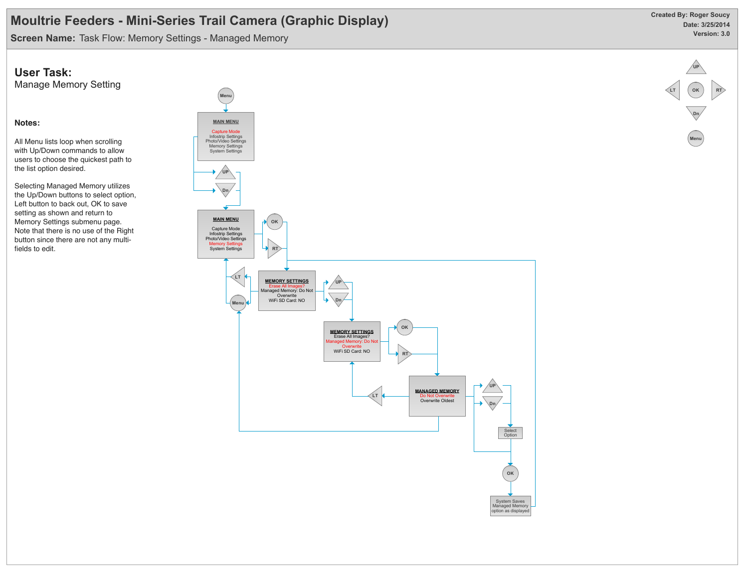# Moultrie Feeders - Mini-Series Trail Camera (Graphic Display)

**Screen Name:** Task Flow: Memory Settings - Managed Memory

**Created By: Roger Soucy**
**Date: 3/25/2014**
**Version: 3.0**

## User Task:

Manage Memory Setting

### Notes:

All Menu lists loop when scrolling with Up/Down commands to allow users to choose the quickest path to the list option desired.

Selecting Managed Memory utilizes the Up/Down buttons to select option, Left button to back out, OK to save setting as shown and return to Memory Settings submenu page. Note that there is no use of the Right button since there are not any multi-fields to edit.

Menu

**MAIN MENU**
Capture Mode
Infostrip Settings
Photo/Video Settings
Memory Settings
System Settings

UP
Dn

**MAIN MENU**
Capture Mode
Infostrip Settings
Photo/Video Settings
Memory Settings
System Settings

OK
RT

LT
Menu

**MEMORY SETTINGS**
Erase All Images?
Managed Memory: Do Not Overwrite
WiFi SD Card: NO

UP
Dn

**MEMORY SETTINGS**
Erase All Images?
Managed Memory: Do Not Overwrite
WiFi SD Card: NO

OK
RT

LT

**MANAGED MEMORY**
Do Not Overwrite
Overwrite Oldest

UP
Dn

Select Option

OK

System Saves Managed Memory option as displayed

UP
LT
OK
RT
Dn
Menu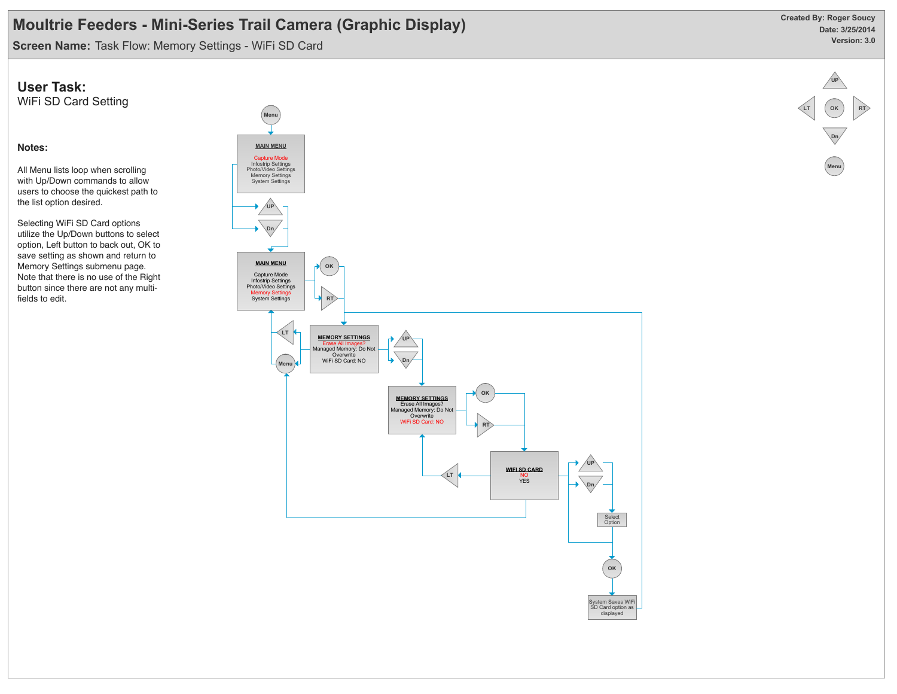# Moultrie Feeders - Mini-Series Trail Camera (Graphic Display)

**Screen Name:** Task Flow: Memory Settings - WiFi SD Card

**Created By: Roger Soucy**
**Date: 3/25/2014**
**Version: 3.0**

## User Task:

WiFi SD Card Setting

### Notes:

All Menu lists loop when scrolling with Up/Down commands to allow users to choose the quickest path to the list option desired.

Selecting WiFi SD Card options utilize the Up/Down buttons to select option, Left button to back out, OK to save setting as shown and return to Memory Settings submenu page. Note that there is no use of the Right button since there are not any multi-fields to edit.

Menu

MAIN MENU
Capture Mode
Infostrip Settings
Photo/Video Settings
Memory Settings
System Settings

UP
Dn

MAIN MENU
Capture Mode
Infostrip Settings
Photo/Video Settings
Memory Settings
System Settings

OK
RT

LT
Menu

MEMORY SETTINGS
Erase All Images?
Managed Memory: Do Not Overwrite
WiFi SD Card: NO

UP
Dn

MEMORY SETTINGS
Erase All Images?
Managed Memory: Do Not Overwrite
WiFi SD Card: NO

OK
RT

LT

WIFI SD CARD
NO
YES

UP
Dn

Select Option

OK

System Saves WiFi SD Card option as displayed

UP
LT OK RT
Dn
Menu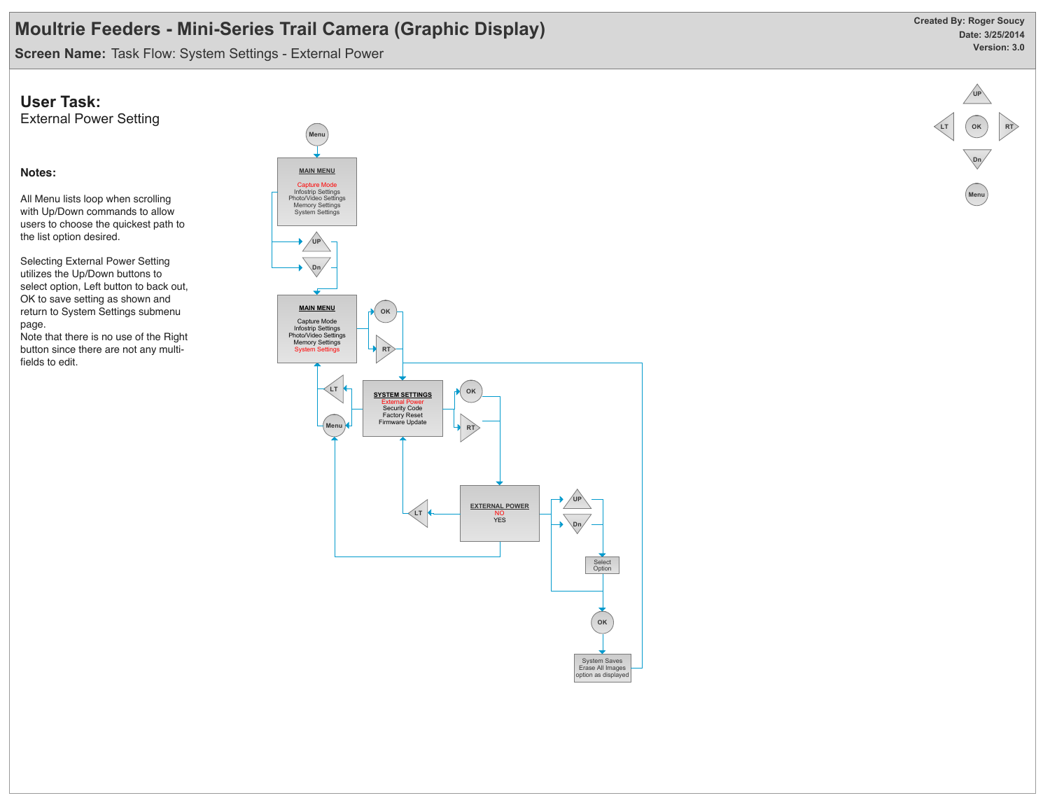# Moultrie Feeders - Mini-Series Trail Camera (Graphic Display)

**Screen Name:** Task Flow: System Settings - External Power

**Created By: Roger Soucy**
**Date: 3/25/2014**
**Version: 3.0**

## User Task:

External Power Setting

### Notes:

All Menu lists loop when scrolling with Up/Down commands to allow users to choose the quickest path to the list option desired.

Selecting External Power Setting utilizes the Up/Down buttons to select option, Left button to back out, OK to save setting as shown and return to System Settings submenu page.
Note that there is no use of the Right button since there are not any multi-fields to edit.

Menu

MAIN MENU
Capture Mode
Infostrip Settings
Photo/Video Settings
Memory Settings
System Settings

UP
Dn

MAIN MENU
Capture Mode
Infostrip Settings
Photo/Video Settings
Memory Settings
System Settings

OK
RT

LT
Menu

SYSTEM SETTINGS
External Power
Security Code
Factory Reset
Firmware Update

OK
RT

EXTERNAL POWER
NO
YES

LT

UP
Dn

Select Option

OK

System Saves Erase All Images option as displayed

UP
LT
OK
RT
Dn
Menu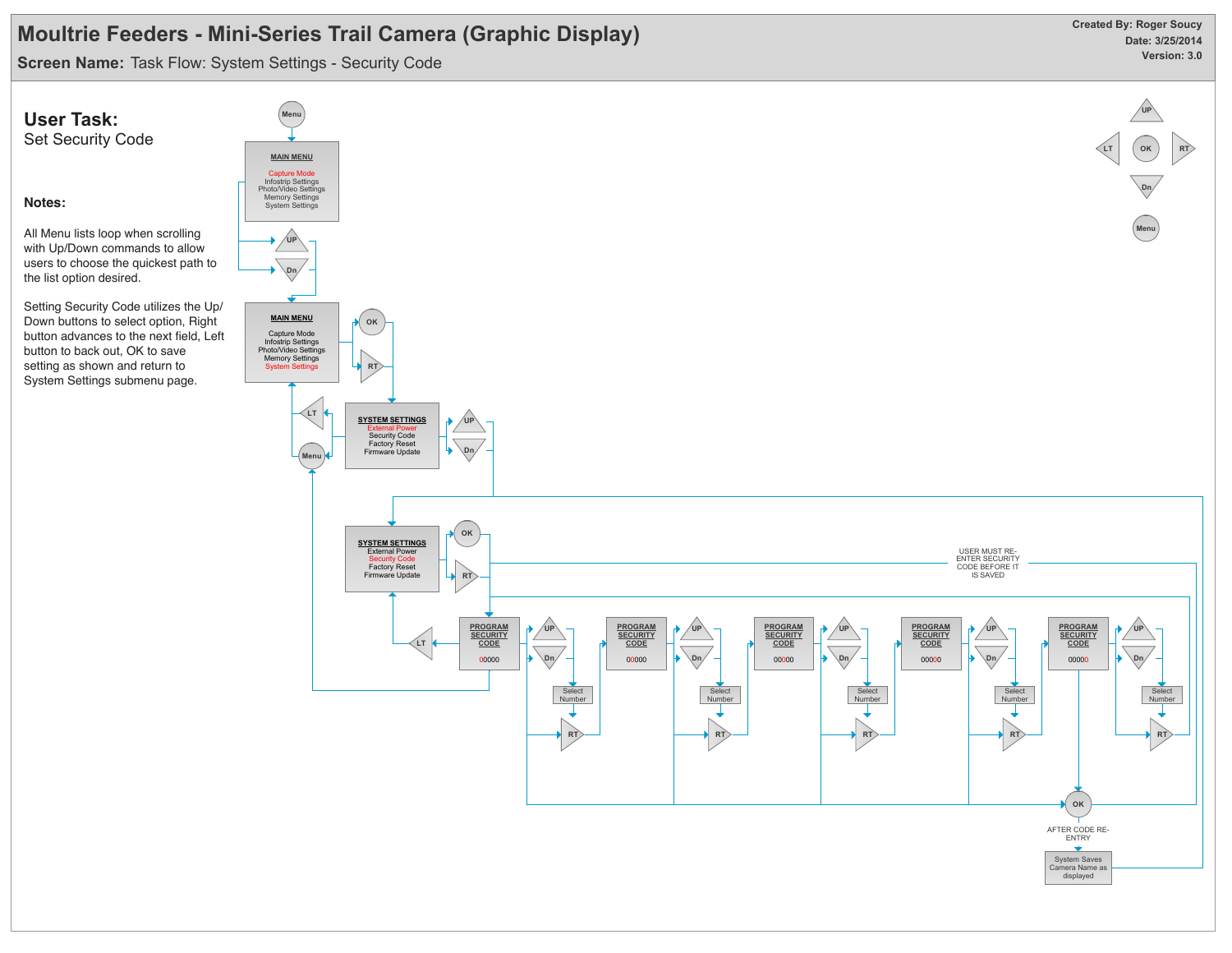# Moultrie Feeders - Mini-Series Trail Camera (Graphic Display)

**Screen Name:** Task Flow: System Settings - Security Code

**Created By: Roger Soucy**
**Date: 3/25/2014**
**Version: 3.0**

## User Task:
Set Security Code

### Notes:

All Menu lists loop when scrolling with Up/Down commands to allow users to choose the quickest path to the list option desired.

Setting Security Code utilizes the Up/Down buttons to select option, Right button advances to the next field, Left button to back out, OK to save setting as shown and return to System Settings submenu page.

Menu

**MAIN MENU**

Capture Mode
Infostrip Settings
Photo/Video Settings
Memory Settings
System Settings

UP
Dn

**MAIN MENU**

Capture Mode
Infostrip Settings
Photo/Video Settings
Memory Settings
System Settings

OK
RT
LT
Menu

**SYSTEM SETTINGS**
External Power
Security Code
Factory Reset
Firmware Update

UP
Dn

**SYSTEM SETTINGS**
External Power
Security Code
Factory Reset
Firmware Update

OK
RT
LT

USER MUST RE-ENTER SECURITY CODE BEFORE IT IS SAVED

**PROGRAM SECURITY CODE**
00000

UP
Dn
Select Number
RT

**PROGRAM SECURITY CODE**
00000

UP
Dn
Select Number
RT

**PROGRAM SECURITY CODE**
00000

UP
Dn
Select Number
RT

**PROGRAM SECURITY CODE**
00000

UP
Dn
Select Number
RT

**PROGRAM SECURITY CODE**
00000

UP
Dn
Select Number
RT

OK

AFTER CODE RE-ENTRY

System Saves Camera Name as displayed

UP
LT
OK
RT
Dn
Menu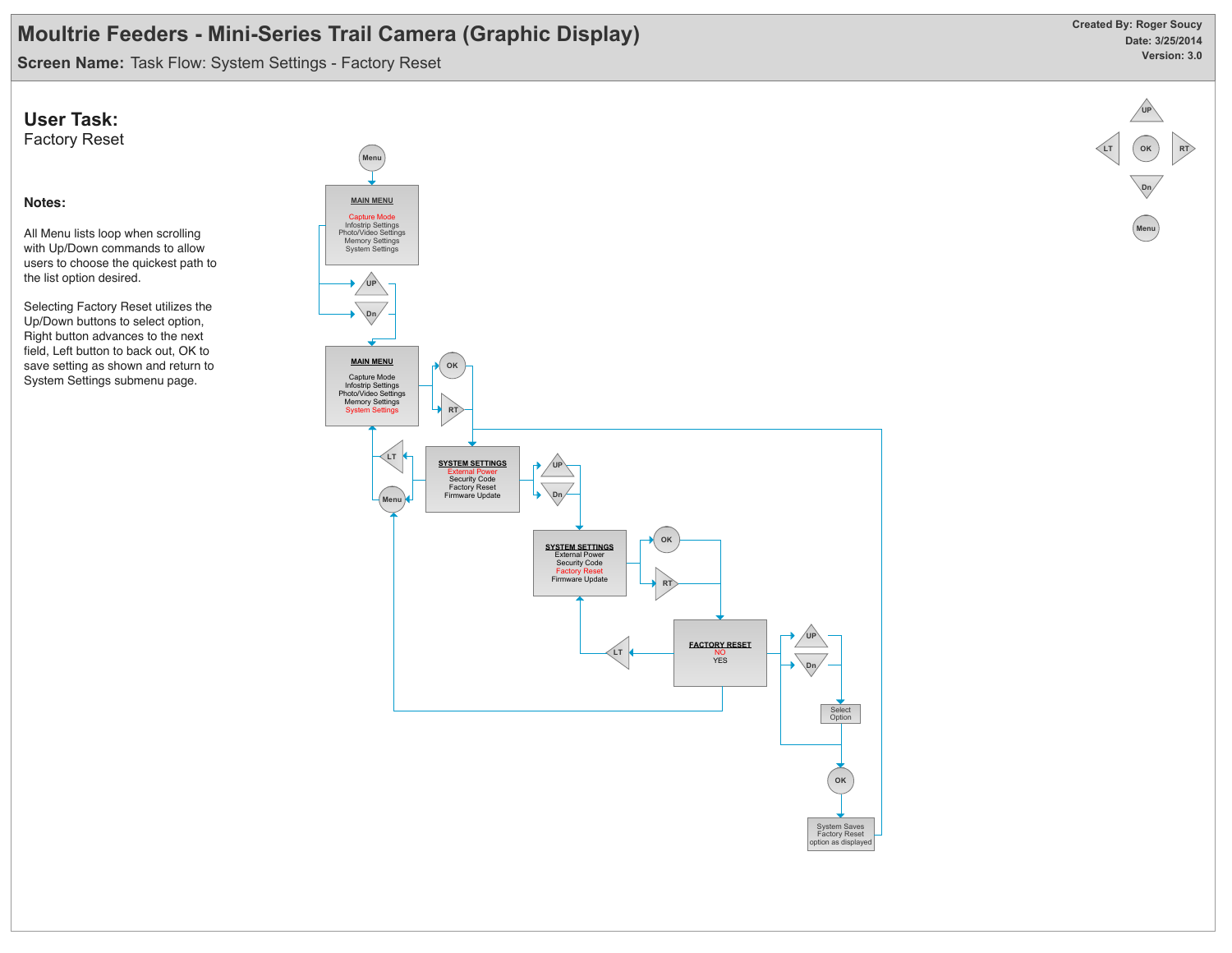# Moultrie Feeders - Mini-Series Trail Camera (Graphic Display)

**Screen Name:** Task Flow: System Settings - Factory Reset

**Created By:** Roger Soucy
**Date:** 3/25/2014
**Version:** 3.0

## User Task:

Factory Reset

### Notes:

All Menu lists loop when scrolling with Up/Down commands to allow users to choose the quickest path to the list option desired.

Selecting Factory Reset utilizes the Up/Down buttons to select option, Right button advances to the next field, Left button to back out, OK to save setting as shown and return to System Settings submenu page.

Menu

**MAIN MENU**
Capture Mode
Infostrip Settings
Photo/Video Settings
Memory Settings
System Settings

UP
Dn

**MAIN MENU**
Capture Mode
Infostrip Settings
Photo/Video Settings
Memory Settings
System Settings

OK
RT

LT
Menu

**SYSTEM SETTINGS**
External Power
Security Code
Factory Reset
Firmware Update

UP
Dn

**SYSTEM SETTINGS**
External Power
Security Code
Factory Reset
Firmware Update

OK
RT

LT

**FACTORY RESET**
NO
YES

UP
Dn

Select Option

OK

System Saves Factory Reset option as displayed

UP
LT
OK
RT
Dn
Menu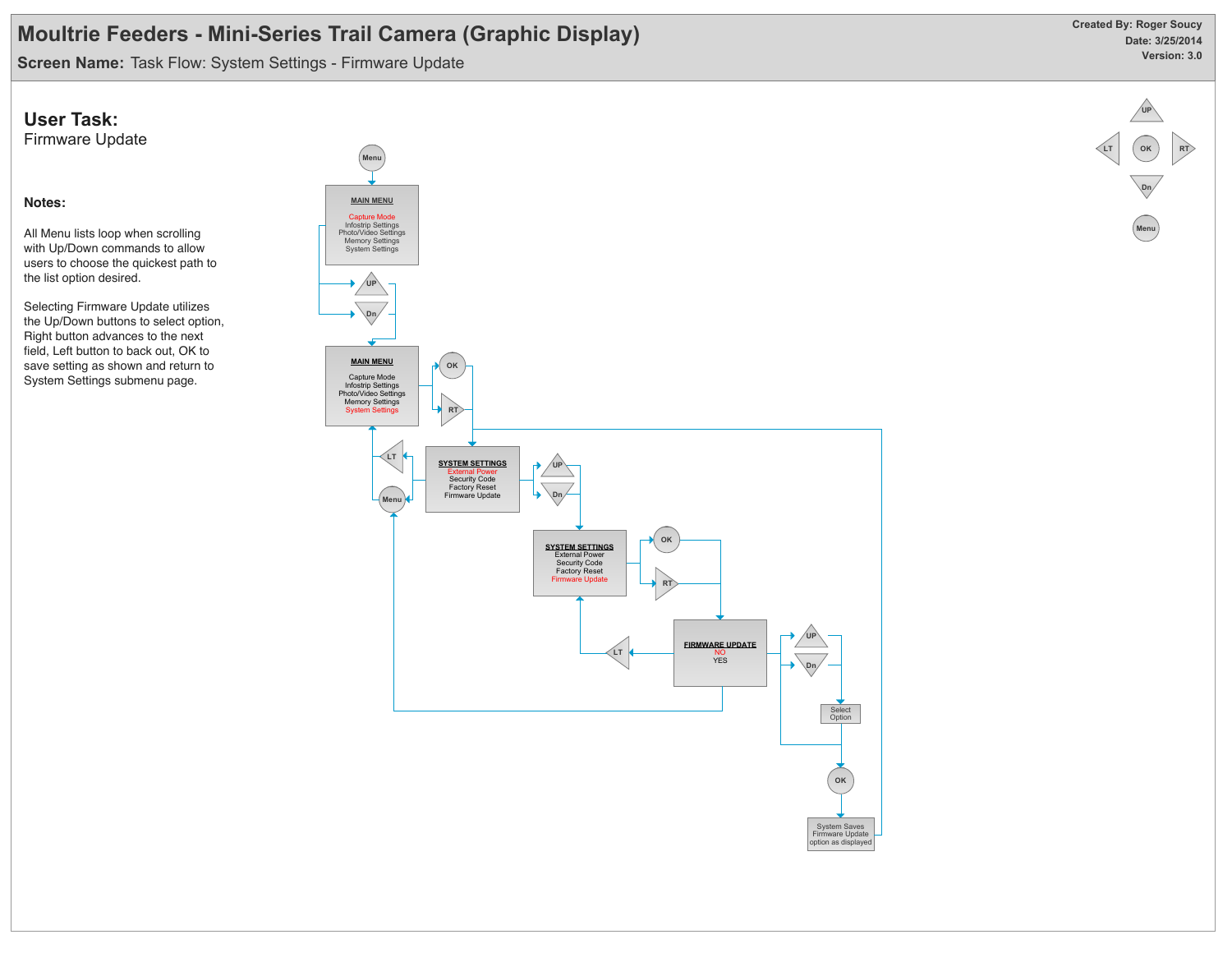# Moultrie Feeders - Mini-Series Trail Camera (Graphic Display)

**Screen Name:** Task Flow: System Settings - Firmware Update

**Created By: Roger Soucy**
**Date: 3/25/2014**
**Version: 3.0**

## User Task:

Firmware Update

### Notes:

All Menu lists loop when scrolling with Up/Down commands to allow users to choose the quickest path to the list option desired.

Selecting Firmware Update utilizes the Up/Down buttons to select option, Right button advances to the next field, Left button to back out, OK to save setting as shown and return to System Settings submenu page.

Menu

MAIN MENU
Capture Mode
Infostrip Settings
Photo/Video Settings
Memory Settings
System Settings

UP
Dn

MAIN MENU
Capture Mode
Infostrip Settings
Photo/Video Settings
Memory Settings
System Settings

OK
RT

LT
Menu

SYSTEM SETTINGS
External Power
Security Code
Factory Reset
Firmware Update

UP
Dn

SYSTEM SETTINGS
External Power
Security Code
Factory Reset
Firmware Update

OK
RT

LT

FIRMWARE UPDATE
NO
YES

UP
Dn

Select Option

OK

System Saves Firmware Update option as displayed

UP
LT
OK
RT
Dn
Menu